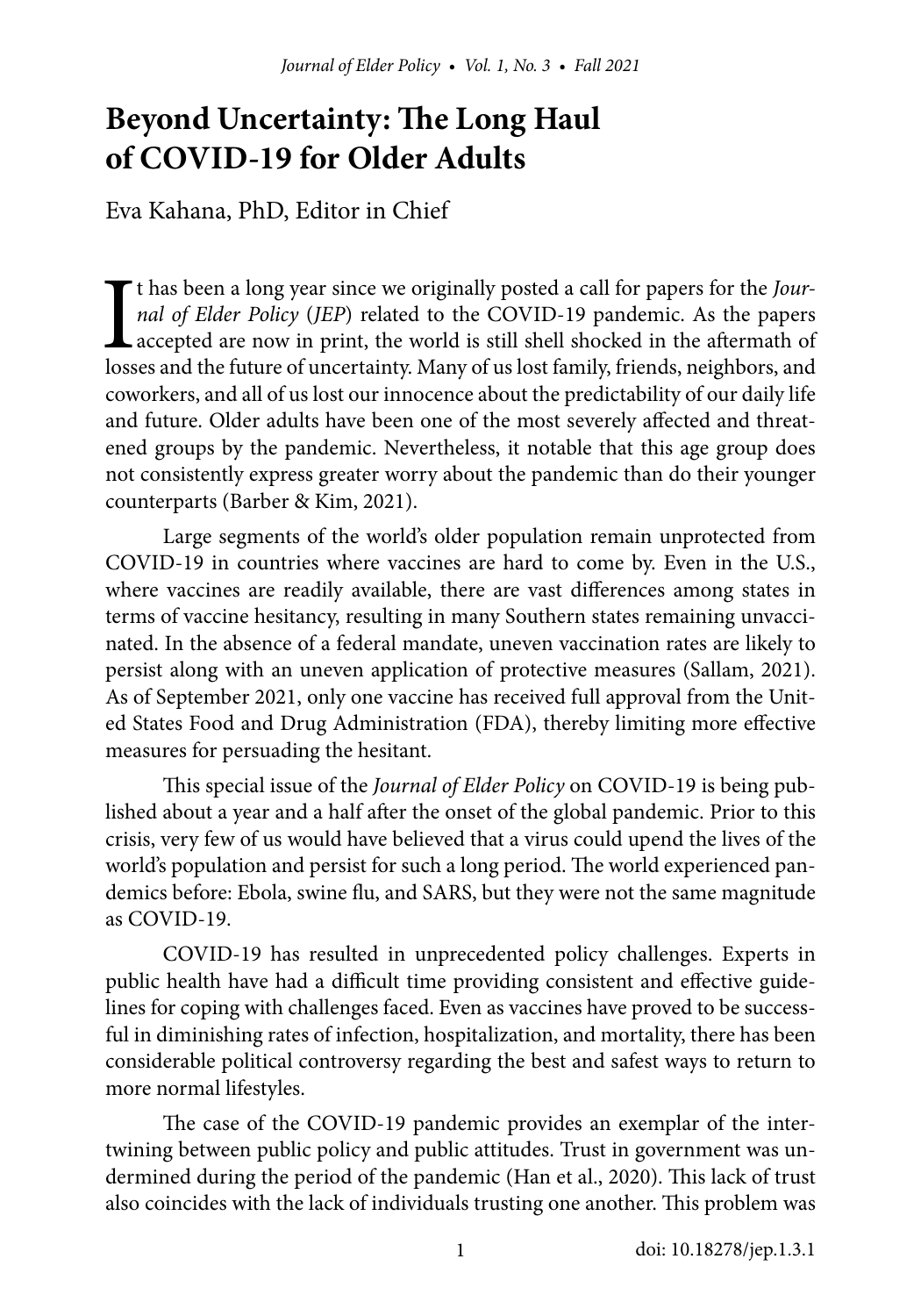# Beyond Uncertainty: The Long Haul of COVID-19 for Older Adults

Eva Kahana, PhD, Editor in Chief

It has been a long year since we originally posted a call for papers for the *Journal of Elder Policy* (*JEP*) related to the COVID-19 pandemic. As the papers accepted are now in print, the world is still shell shocked in the aftermath of losses and the future of uncertainty. Many of us lost family, friends, neighbors, and coworkers, and all of us lost our innocence about the predictability of our daily life and future. Older adults have been one of the most severely affected and threatened groups by the pandemic. Nevertheless, it notable that this age group does not consistently express greater worry about the pandemic than do their younger counterparts (Barber & Kim, 2021).

Large segments of the world's older population remain unprotected from COVID-19 in countries where vaccines are hard to come by. Even in the U.S., where vaccines are readily available, there are vast differences among states in terms of vaccine hesitancy, resulting in many Southern states remaining unvaccinated. In the absence of a federal mandate, uneven vaccination rates are likely to persist along with an uneven application of protective measures (Sallam, 2021). As of September 2021, only one vaccine has received full approval from the United States Food and Drug Administration (FDA), thereby limiting more effective measures for persuading the hesitant.

This special issue of the *Journal of Elder Policy* on COVID-19 is being published about a year and a half after the onset of the global pandemic. Prior to this crisis, very few of us would have believed that a virus could upend the lives of the world's population and persist for such a long period. The world experienced pandemics before: Ebola, swine flu, and SARS, but they were not the same magnitude as COVID-19.

COVID-19 has resulted in unprecedented policy challenges. Experts in public health have had a difficult time providing consistent and effective guidelines for coping with challenges faced. Even as vaccines have proved to be successful in diminishing rates of infection, hospitalization, and mortality, there has been considerable political controversy regarding the best and safest ways to return to more normal lifestyles.

The case of the COVID-19 pandemic provides an exemplar of the intertwining between public policy and public attitudes. Trust in government was undermined during the period of the pandemic (Han et al., 2020). This lack of trust also coincides with the lack of individuals trusting one another. This problem was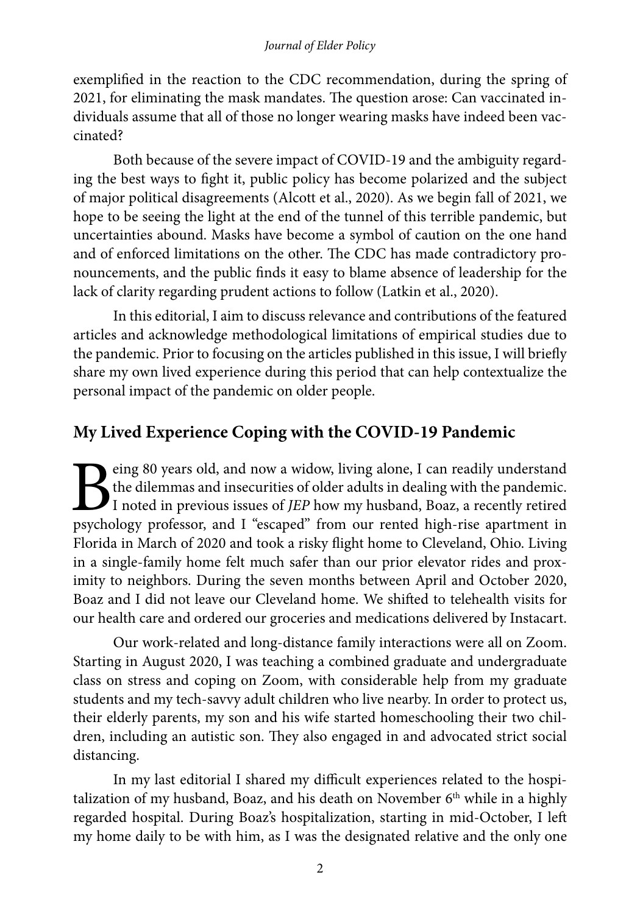exemplified in the reaction to the CDC recommendation, during the spring of 2021, for eliminating the mask mandates. The question arose: Can vaccinated individuals assume that all of those no longer wearing masks have indeed been vaccinated?

Both because of the severe impact of COVID-19 and the ambiguity regarding the best ways to fight it, public policy has become polarized and the subject of major political disagreements (Alcott et al., 2020). As we begin fall of 2021, we hope to be seeing the light at the end of the tunnel of this terrible pandemic, but uncertainties abound. Masks have become a symbol of caution on the one hand and of enforced limitations on the other. The CDC has made contradictory pronouncements, and the public finds it easy to blame absence of leadership for the lack of clarity regarding prudent actions to follow (Latkin et al., 2020).

In this editorial, I aim to discuss relevance and contributions of the featured articles and acknowledge methodological limitations of empirical studies due to the pandemic. Prior to focusing on the articles published in this issue, I will briefly share my own lived experience during this period that can help contextualize the personal impact of the pandemic on older people.

## My Lived Experience Coping with the COVID-19 Pandemic

Being 80 years old, and now a widow, living alone, I can readily understand the dilemmas and insecurities of older adults in dealing with the pandemic. I noted in previous issues of *JEP* how my husband, Boaz, a recently retired psychology professor, and I "escaped" from our rented high-rise apartment in Florida in March of 2020 and took a risky flight home to Cleveland, Ohio. Living in a single-family home felt much safer than our prior elevator rides and proximity to neighbors. During the seven months between April and October 2020, Boaz and I did not leave our Cleveland home. We shifted to telehealth visits for our health care and ordered our groceries and medications delivered by Instacart.

Our work-related and long-distance family interactions were all on Zoom. Starting in August 2020, I was teaching a combined graduate and undergraduate class on stress and coping on Zoom, with considerable help from my graduate students and my tech-savvy adult children who live nearby. In order to protect us, their elderly parents, my son and his wife started homeschooling their two children, including an autistic son. They also engaged in and advocated strict social distancing.

In my last editorial I shared my difficult experiences related to the hospitalization of my husband, Boaz, and his death on November 6th while in a highly regarded hospital. During Boaz's hospitalization, starting in mid-October, I left my home daily to be with him, as I was the designated relative and the only one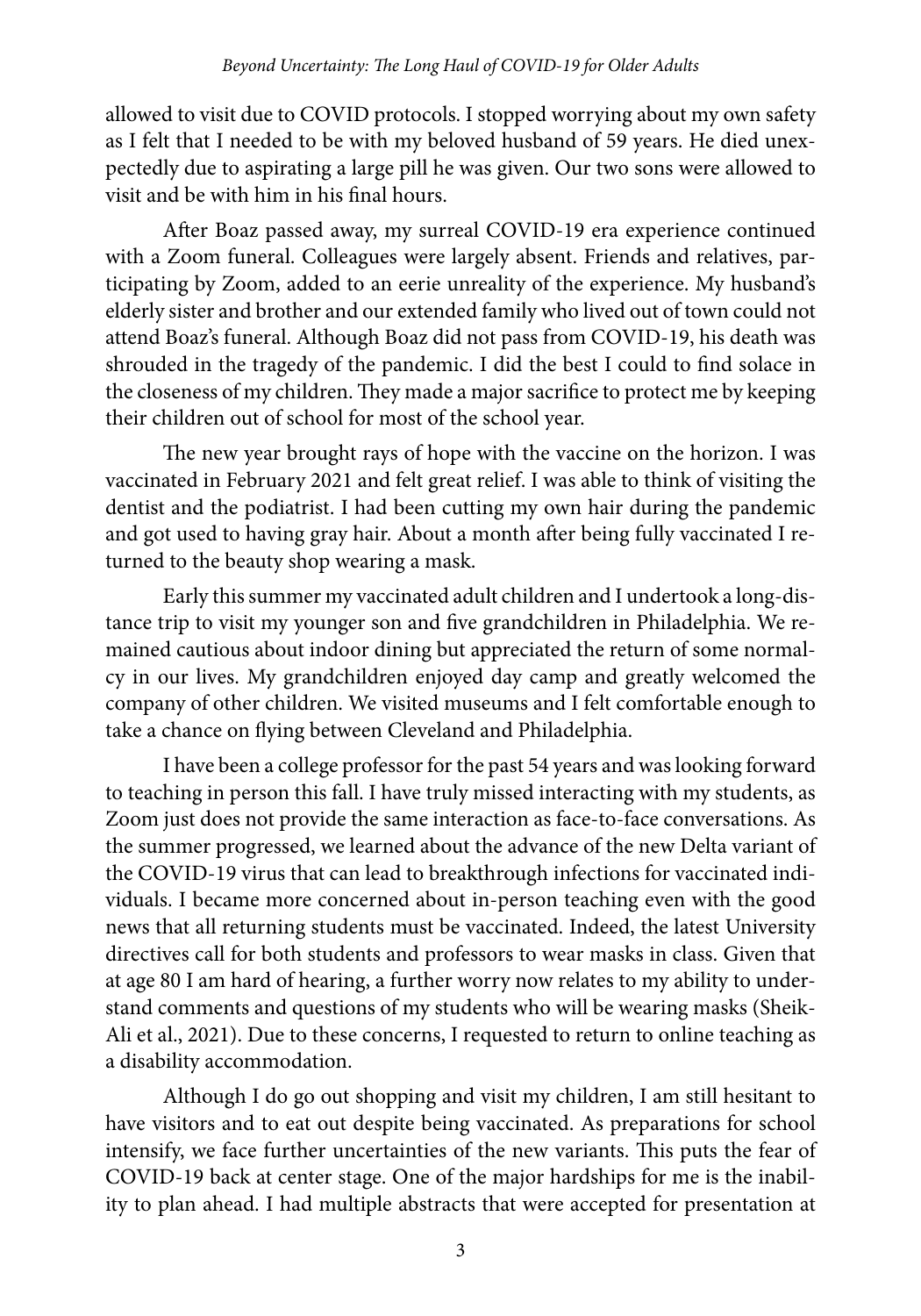allowed to visit due to COVID protocols. I stopped worrying about my own safety as I felt that I needed to be with my beloved husband of 59 years. He died unexpectedly due to aspirating a large pill he was given. Our two sons were allowed to visit and be with him in his final hours.

After Boaz passed away, my surreal COVID-19 era experience continued with a Zoom funeral. Colleagues were largely absent. Friends and relatives, participating by Zoom, added to an eerie unreality of the experience. My husband's elderly sister and brother and our extended family who lived out of town could not attend Boaz's funeral. Although Boaz did not pass from COVID-19, his death was shrouded in the tragedy of the pandemic. I did the best I could to find solace in the closeness of my children. They made a major sacrifice to protect me by keeping their children out of school for most of the school year.

The new year brought rays of hope with the vaccine on the horizon. I was vaccinated in February 2021 and felt great relief. I was able to think of visiting the dentist and the podiatrist. I had been cutting my own hair during the pandemic and got used to having gray hair. About a month after being fully vaccinated I returned to the beauty shop wearing a mask.

Early this summer my vaccinated adult children and I undertook a long-distance trip to visit my younger son and five grandchildren in Philadelphia. We remained cautious about indoor dining but appreciated the return of some normalcy in our lives. My grandchildren enjoyed day camp and greatly welcomed the company of other children. We visited museums and I felt comfortable enough to take a chance on flying between Cleveland and Philadelphia.

I have been a college professor for the past 54 years and was looking forward to teaching in person this fall. I have truly missed interacting with my students, as Zoom just does not provide the same interaction as face-to-face conversations. As the summer progressed, we learned about the advance of the new Delta variant of the COVID-19 virus that can lead to breakthrough infections for vaccinated individuals. I became more concerned about in-person teaching even with the good news that all returning students must be vaccinated. Indeed, the latest University directives call for both students and professors to wear masks in class. Given that at age 80 I am hard of hearing, a further worry now relates to my ability to understand comments and questions of my students who will be wearing masks (Sheik-Ali et al., 2021). Due to these concerns, I requested to return to online teaching as a disability accommodation.

Although I do go out shopping and visit my children, I am still hesitant to have visitors and to eat out despite being vaccinated. As preparations for school intensify, we face further uncertainties of the new variants. This puts the fear of COVID-19 back at center stage. One of the major hardships for me is the inability to plan ahead. I had multiple abstracts that were accepted for presentation at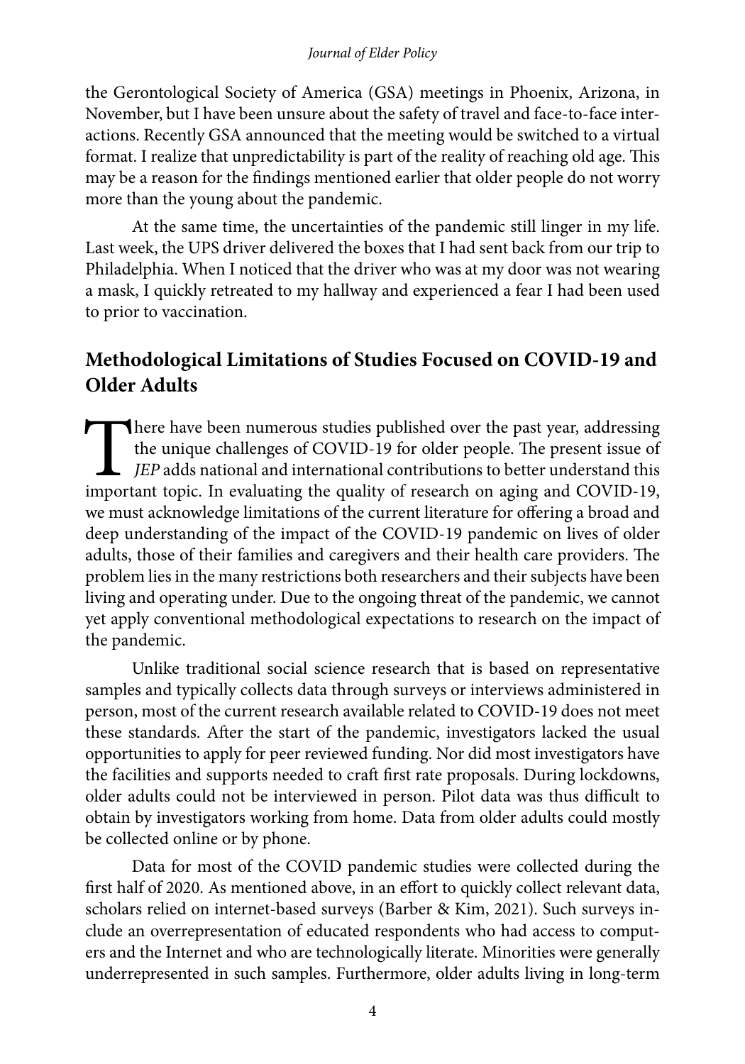the Gerontological Society of America (GSA) meetings in Phoenix, Arizona, in November, but I have been unsure about the safety of travel and face-to-face interactions. Recently GSA announced that the meeting would be switched to a virtual format. I realize that unpredictability is part of the reality of reaching old age. This may be a reason for the findings mentioned earlier that older people do not worry more than the young about the pandemic.

At the same time, the uncertainties of the pandemic still linger in my life. Last week, the UPS driver delivered the boxes that I had sent back from our trip to Philadelphia. When I noticed that the driver who was at my door was not wearing a mask, I quickly retreated to my hallway and experienced a fear I had been used to prior to vaccination.

## Methodological Limitations of Studies Focused on COVID-19 and Older Adults

There have been numerous studies published over the past year, addressing the unique challenges of COVID-19 for older people. The present issue of *JEP* adds national and international contributions to better understand this important topic. In evaluating the quality of research on aging and COVID-19, we must acknowledge limitations of the current literature for offering a broad and deep understanding of the impact of the COVID-19 pandemic on lives of older adults, those of their families and caregivers and their health care providers. The problem lies in the many restrictions both researchers and their subjects have been living and operating under. Due to the ongoing threat of the pandemic, we cannot yet apply conventional methodological expectations to research on the impact of the pandemic.

Unlike traditional social science research that is based on representative samples and typically collects data through surveys or interviews administered in person, most of the current research available related to COVID-19 does not meet these standards. After the start of the pandemic, investigators lacked the usual opportunities to apply for peer reviewed funding. Nor did most investigators have the facilities and supports needed to craft first rate proposals. During lockdowns, older adults could not be interviewed in person. Pilot data was thus difficult to obtain by investigators working from home. Data from older adults could mostly be collected online or by phone.

Data for most of the COVID pandemic studies were collected during the first half of 2020. As mentioned above, in an effort to quickly collect relevant data, scholars relied on internet-based surveys (Barber & Kim, 2021). Such surveys include an overrepresentation of educated respondents who had access to computers and the Internet and who are technologically literate. Minorities were generally underrepresented in such samples. Furthermore, older adults living in long-term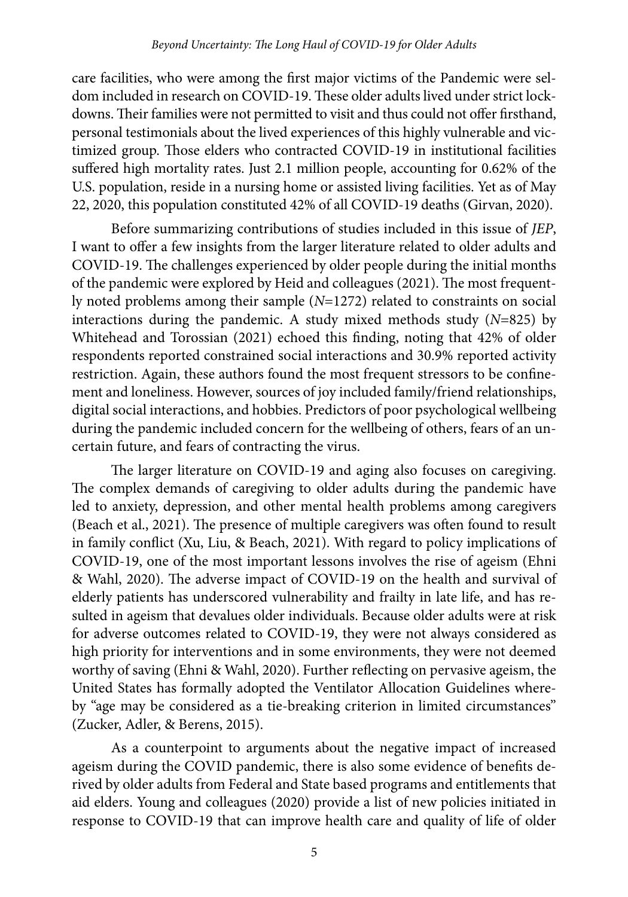care facilities, who were among the first major victims of the Pandemic were seldom included in research on COVID-19. These older adults lived under strict lockdowns. Their families were not permitted to visit and thus could not offer firsthand, personal testimonials about the lived experiences of this highly vulnerable and victimized group. Those elders who contracted COVID-19 in institutional facilities suffered high mortality rates. Just 2.1 million people, accounting for 0.62% of the U.S. population, reside in a nursing home or assisted living facilities. Yet as of May 22, 2020, this population constituted 42% of all COVID-19 deaths (Girvan, 2020).

Before summarizing contributions of studies included in this issue of *JEP*, I want to offer a few insights from the larger literature related to older adults and COVID-19. The challenges experienced by older people during the initial months of the pandemic were explored by Heid and colleagues (2021). The most frequently noted problems among their sample (*N*=1272) related to constraints on social interactions during the pandemic. A study mixed methods study (*N*=825) by Whitehead and Torossian (2021) echoed this finding, noting that 42% of older respondents reported constrained social interactions and 30.9% reported activity restriction. Again, these authors found the most frequent stressors to be confinement and loneliness. However, sources of joy included family/friend relationships, digital social interactions, and hobbies. Predictors of poor psychological wellbeing during the pandemic included concern for the wellbeing of others, fears of an uncertain future, and fears of contracting the virus.

The larger literature on COVID-19 and aging also focuses on caregiving. The complex demands of caregiving to older adults during the pandemic have led to anxiety, depression, and other mental health problems among caregivers (Beach et al., 2021). The presence of multiple caregivers was often found to result in family conflict (Xu, Liu, & Beach, 2021). With regard to policy implications of COVID-19, one of the most important lessons involves the rise of ageism (Ehni & Wahl, 2020). The adverse impact of COVID-19 on the health and survival of elderly patients has underscored vulnerability and frailty in late life, and has resulted in ageism that devalues older individuals. Because older adults were at risk for adverse outcomes related to COVID-19, they were not always considered as high priority for interventions and in some environments, they were not deemed worthy of saving (Ehni & Wahl, 2020). Further reflecting on pervasive ageism, the United States has formally adopted the Ventilator Allocation Guidelines whereby "age may be considered as a tie-breaking criterion in limited circumstances" (Zucker, Adler, & Berens, 2015).

As a counterpoint to arguments about the negative impact of increased ageism during the COVID pandemic, there is also some evidence of benefits derived by older adults from Federal and State based programs and entitlements that aid elders. Young and colleagues (2020) provide a list of new policies initiated in response to COVID-19 that can improve health care and quality of life of older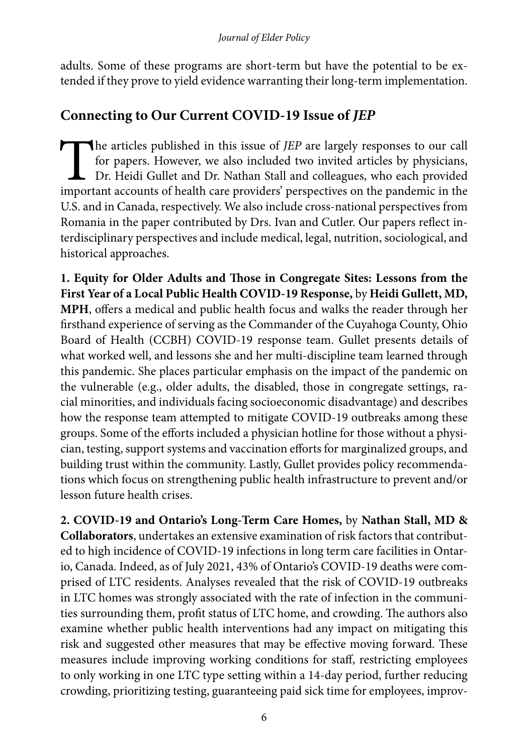adults. Some of these programs are short-term but have the potential to be extended if they prove to yield evidence warranting their long-term implementation.

## Connecting to Our Current COVID-19 Issue of *JEP*

The articles published in this issue of *JEP* are largely responses to our call for papers. However, we also included two invited articles by physicians, Dr. Heidi Gullet and Dr. Nathan Stall and colleagues, who each provided important accounts of health care providers' perspectives on the pandemic in the U.S. and in Canada, respectively. We also include cross-national perspectives from Romania in the paper contributed by Drs. Ivan and Cutler. Our papers reflect interdisciplinary perspectives and include medical, legal, nutrition, sociological, and historical approaches.

**1. Equity for Older Adults and Those in Congregate Sites: Lessons from the First Year of a Local Public Health COVID-19 Response,** by **Heidi Gullett, MD, MPH**, offers a medical and public health focus and walks the reader through her firsthand experience of serving as the Commander of the Cuyahoga County, Ohio Board of Health (CCBH) COVID-19 response team. Gullet presents details of what worked well, and lessons she and her multi-discipline team learned through this pandemic. She places particular emphasis on the impact of the pandemic on the vulnerable (e.g., older adults, the disabled, those in congregate settings, racial minorities, and individuals facing socioeconomic disadvantage) and describes how the response team attempted to mitigate COVID-19 outbreaks among these groups. Some of the efforts included a physician hotline for those without a physician, testing, support systems and vaccination efforts for marginalized groups, and building trust within the community. Lastly, Gullet provides policy recommendations which focus on strengthening public health infrastructure to prevent and/or lesson future health crises.

**2. COVID-19 and Ontario's Long-Term Care Homes,** by **Nathan Stall, MD & Collaborators**, undertakes an extensive examination of risk factors that contributed to high incidence of COVID-19 infections in long term care facilities in Ontario, Canada. Indeed, as of July 2021, 43% of Ontario's COVID-19 deaths were comprised of LTC residents. Analyses revealed that the risk of COVID-19 outbreaks in LTC homes was strongly associated with the rate of infection in the communities surrounding them, profit status of LTC home, and crowding. The authors also examine whether public health interventions had any impact on mitigating this risk and suggested other measures that may be effective moving forward. These measures include improving working conditions for staff, restricting employees to only working in one LTC type setting within a 14-day period, further reducing crowding, prioritizing testing, guaranteeing paid sick time for employees, improv-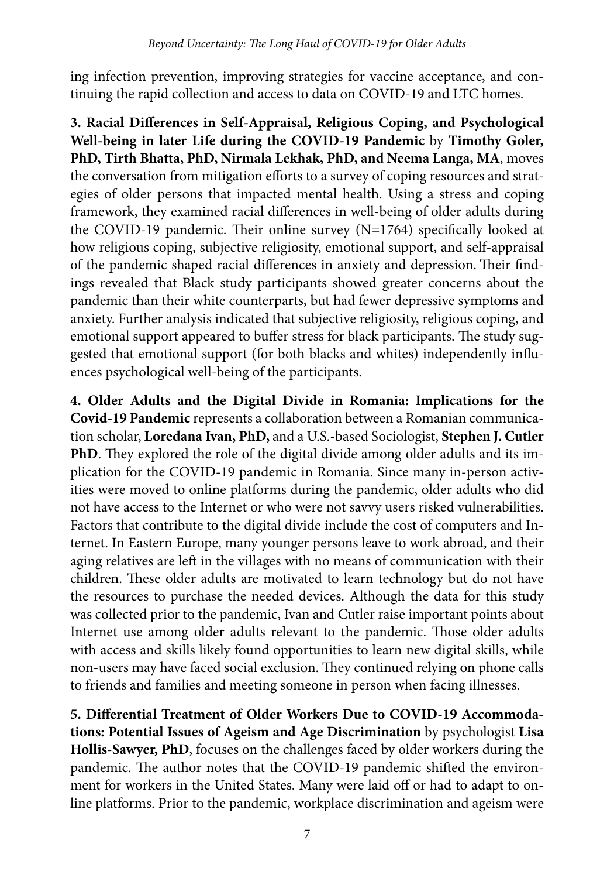ing infection prevention, improving strategies for vaccine acceptance, and continuing the rapid collection and access to data on COVID-19 and LTC homes.

**3. Racial Differences in Self-Appraisal, Religious Coping, and Psychological Well-being in later Life during the COVID-19 Pandemic** by **Timothy Goler, PhD, Tirth Bhatta, PhD, Nirmala Lekhak, PhD, and Neema Langa, MA**, moves the conversation from mitigation efforts to a survey of coping resources and strategies of older persons that impacted mental health. Using a stress and coping framework, they examined racial differences in well-being of older adults during the COVID-19 pandemic. Their online survey (N=1764) specifically looked at how religious coping, subjective religiosity, emotional support, and self-appraisal of the pandemic shaped racial differences in anxiety and depression. Their findings revealed that Black study participants showed greater concerns about the pandemic than their white counterparts, but had fewer depressive symptoms and anxiety. Further analysis indicated that subjective religiosity, religious coping, and emotional support appeared to buffer stress for black participants. The study suggested that emotional support (for both blacks and whites) independently influences psychological well-being of the participants.

**4. Older Adults and the Digital Divide in Romania: Implications for the Covid-19 Pandemic** represents a collaboration between a Romanian communication scholar, **Loredana Ivan, PhD,** and a U.S.-based Sociologist, **Stephen J. Cutler PhD**. They explored the role of the digital divide among older adults and its implication for the COVID-19 pandemic in Romania. Since many in-person activities were moved to online platforms during the pandemic, older adults who did not have access to the Internet or who were not savvy users risked vulnerabilities. Factors that contribute to the digital divide include the cost of computers and Internet. In Eastern Europe, many younger persons leave to work abroad, and their aging relatives are left in the villages with no means of communication with their children. These older adults are motivated to learn technology but do not have the resources to purchase the needed devices. Although the data for this study was collected prior to the pandemic, Ivan and Cutler raise important points about Internet use among older adults relevant to the pandemic. Those older adults with access and skills likely found opportunities to learn new digital skills, while non-users may have faced social exclusion. They continued relying on phone calls to friends and families and meeting someone in person when facing illnesses.

**5. Differential Treatment of Older Workers Due to COVID-19 Accommodations: Potential Issues of Ageism and Age Discrimination** by psychologist **Lisa Hollis-Sawyer, PhD**, focuses on the challenges faced by older workers during the pandemic. The author notes that the COVID-19 pandemic shifted the environment for workers in the United States. Many were laid off or had to adapt to online platforms. Prior to the pandemic, workplace discrimination and ageism were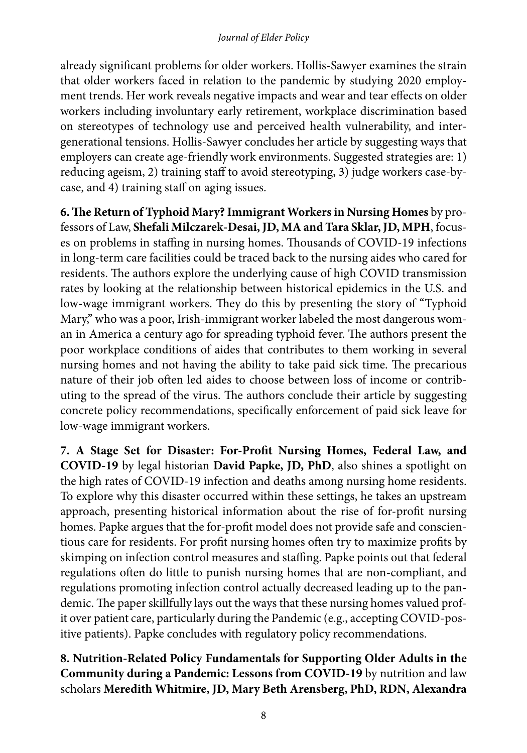already significant problems for older workers. Hollis-Sawyer examines the strain that older workers faced in relation to the pandemic by studying 2020 employment trends. Her work reveals negative impacts and wear and tear effects on older workers including involuntary early retirement, workplace discrimination based on stereotypes of technology use and perceived health vulnerability, and intergenerational tensions. Hollis-Sawyer concludes her article by suggesting ways that employers can create age-friendly work environments. Suggested strategies are: 1) reducing ageism, 2) training staff to avoid stereotyping, 3) judge workers case-by-case, and 4) training staff on aging issues.

**6. The Return of Typhoid Mary? Immigrant Workers in Nursing Homes** by professors of Law, **Shefali Milczarek-Desai, JD, MA and Tara Sklar, JD, MPH**, focuses on problems in staffing in nursing homes. Thousands of COVID-19 infections in long-term care facilities could be traced back to the nursing aides who cared for residents. The authors explore the underlying cause of high COVID transmission rates by looking at the relationship between historical epidemics in the U.S. and low-wage immigrant workers. They do this by presenting the story of "Typhoid Mary," who was a poor, Irish-immigrant worker labeled the most dangerous woman in America a century ago for spreading typhoid fever. The authors present the poor workplace conditions of aides that contributes to them working in several nursing homes and not having the ability to take paid sick time. The precarious nature of their job often led aides to choose between loss of income or contributing to the spread of the virus. The authors conclude their article by suggesting concrete policy recommendations, specifically enforcement of paid sick leave for low-wage immigrant workers.

**7. A Stage Set for Disaster: For-Profit Nursing Homes, Federal Law, and COVID-19** by legal historian **David Papke, JD, PhD**, also shines a spotlight on the high rates of COVID-19 infection and deaths among nursing home residents. To explore why this disaster occurred within these settings, he takes an upstream approach, presenting historical information about the rise of for-profit nursing homes. Papke argues that the for-profit model does not provide safe and conscientious care for residents. For profit nursing homes often try to maximize profits by skimping on infection control measures and staffing. Papke points out that federal regulations often do little to punish nursing homes that are non-compliant, and regulations promoting infection control actually decreased leading up to the pandemic. The paper skillfully lays out the ways that these nursing homes valued profit over patient care, particularly during the Pandemic (e.g., accepting COVID-positive patients). Papke concludes with regulatory policy recommendations.

**8. Nutrition-Related Policy Fundamentals for Supporting Older Adults in the Community during a Pandemic: Lessons from COVID-19** by nutrition and law scholars **Meredith Whitmire, JD, Mary Beth Arensberg, PhD, RDN, Alexandra**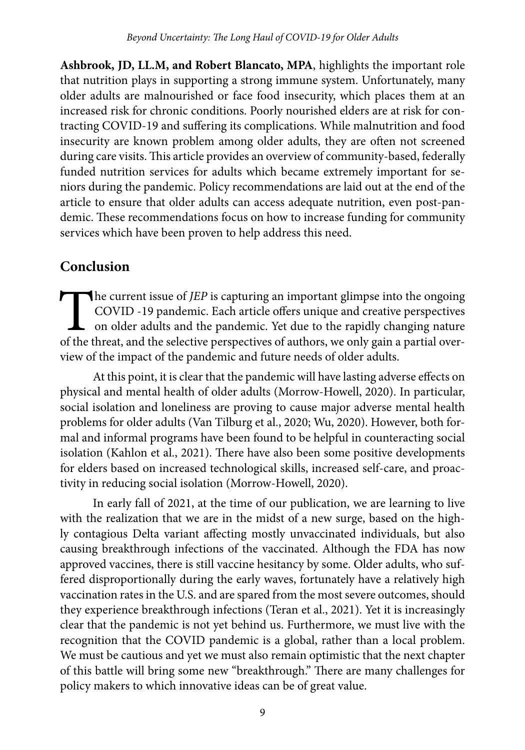**Ashbrook, JD, LL.M, and Robert Blancato, MPA**, highlights the important role that nutrition plays in supporting a strong immune system. Unfortunately, many older adults are malnourished or face food insecurity, which places them at an increased risk for chronic conditions. Poorly nourished elders are at risk for contracting COVID-19 and suffering its complications. While malnutrition and food insecurity are known problem among older adults, they are often not screened during care visits. This article provides an overview of community-based, federally funded nutrition services for adults which became extremely important for seniors during the pandemic. Policy recommendations are laid out at the end of the article to ensure that older adults can access adequate nutrition, even post-pandemic. These recommendations focus on how to increase funding for community services which have been proven to help address this need.

## Conclusion

The current issue of *JEP* is capturing an important glimpse into the ongoing COVID -19 pandemic. Each article offers unique and creative perspectives on older adults and the pandemic. Yet due to the rapidly changing nature of the threat, and the selective perspectives of authors, we only gain a partial overview of the impact of the pandemic and future needs of older adults.

At this point, it is clear that the pandemic will have lasting adverse effects on physical and mental health of older adults (Morrow-Howell, 2020). In particular, social isolation and loneliness are proving to cause major adverse mental health problems for older adults (Van Tilburg et al., 2020; Wu, 2020). However, both formal and informal programs have been found to be helpful in counteracting social isolation (Kahlon et al., 2021). There have also been some positive developments for elders based on increased technological skills, increased self-care, and proactivity in reducing social isolation (Morrow-Howell, 2020).

In early fall of 2021, at the time of our publication, we are learning to live with the realization that we are in the midst of a new surge, based on the highly contagious Delta variant affecting mostly unvaccinated individuals, but also causing breakthrough infections of the vaccinated. Although the FDA has now approved vaccines, there is still vaccine hesitancy by some. Older adults, who suffered disproportionally during the early waves, fortunately have a relatively high vaccination rates in the U.S. and are spared from the most severe outcomes, should they experience breakthrough infections (Teran et al., 2021). Yet it is increasingly clear that the pandemic is not yet behind us. Furthermore, we must live with the recognition that the COVID pandemic is a global, rather than a local problem. We must be cautious and yet we must also remain optimistic that the next chapter of this battle will bring some new "breakthrough." There are many challenges for policy makers to which innovative ideas can be of great value.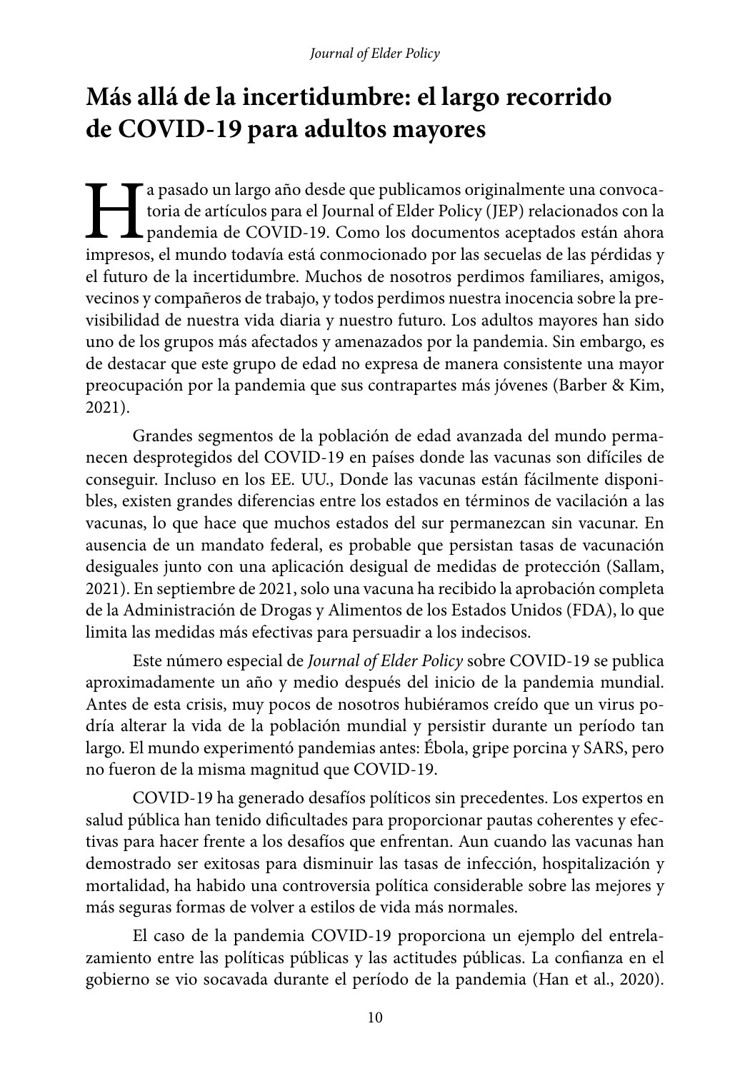# Más allá de la incertidumbre: el largo recorrido de COVID-19 para adultos mayores

Ha pasado un largo año desde que publicamos originalmente una convocatoria de artículos para el Journal of Elder Policy (JEP) relacionados con la pandemia de COVID-19. Como los documentos aceptados están ahora impresos, el mundo todavía está conmocionado por las secuelas de las pérdidas y el futuro de la incertidumbre. Muchos de nosotros perdimos familiares, amigos, vecinos y compañeros de trabajo, y todos perdimos nuestra inocencia sobre la previsibilidad de nuestra vida diaria y nuestro futuro. Los adultos mayores han sido uno de los grupos más afectados y amenazados por la pandemia. Sin embargo, es de destacar que este grupo de edad no expresa de manera consistente una mayor preocupación por la pandemia que sus contrapartes más jóvenes (Barber & Kim, 2021).

Grandes segmentos de la población de edad avanzada del mundo permanecen desprotegidos del COVID-19 en países donde las vacunas son difíciles de conseguir. Incluso en los EE. UU., Donde las vacunas están fácilmente disponibles, existen grandes diferencias entre los estados en términos de vacilación a las vacunas, lo que hace que muchos estados del sur permanezcan sin vacunar. En ausencia de un mandato federal, es probable que persistan tasas de vacunación desiguales junto con una aplicación desigual de medidas de protección (Sallam, 2021). En septiembre de 2021, solo una vacuna ha recibido la aprobación completa de la Administración de Drogas y Alimentos de los Estados Unidos (FDA), lo que limita las medidas más efectivas para persuadir a los indecisos.

Este número especial de *Journal of Elder Policy* sobre COVID-19 se publica aproximadamente un año y medio después del inicio de la pandemia mundial. Antes de esta crisis, muy pocos de nosotros hubiéramos creído que un virus podría alterar la vida de la población mundial y persistir durante un período tan largo. El mundo experimentó pandemias antes: Ébola, gripe porcina y SARS, pero no fueron de la misma magnitud que COVID-19.

COVID-19 ha generado desafíos políticos sin precedentes. Los expertos en salud pública han tenido dificultades para proporcionar pautas coherentes y efectivas para hacer frente a los desafíos que enfrentan. Aun cuando las vacunas han demostrado ser exitosas para disminuir las tasas de infección, hospitalización y mortalidad, ha habido una controversia política considerable sobre las mejores y más seguras formas de volver a estilos de vida más normales.

El caso de la pandemia COVID-19 proporciona un ejemplo del entrelazamiento entre las políticas públicas y las actitudes públicas. La confianza en el gobierno se vio socavada durante el período de la pandemia (Han et al., 2020).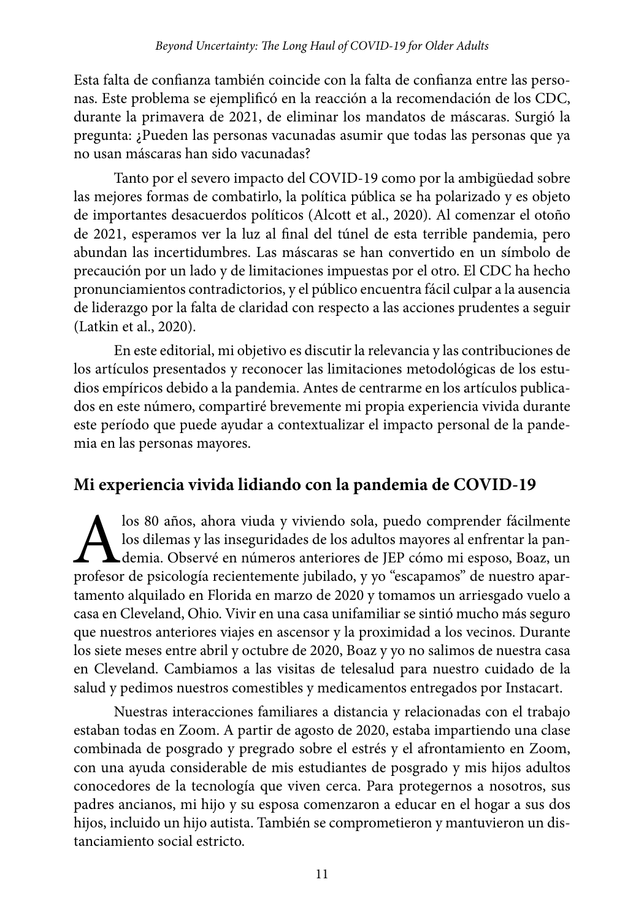Esta falta de confianza también coincide con la falta de confianza entre las personas. Este problema se ejemplificó en la reacción a la recomendación de los CDC, durante la primavera de 2021, de eliminar los mandatos de máscaras. Surgió la pregunta: ¿Pueden las personas vacunadas asumir que todas las personas que ya no usan máscaras han sido vacunadas?

Tanto por el severo impacto del COVID-19 como por la ambigüedad sobre las mejores formas de combatirlo, la política pública se ha polarizado y es objeto de importantes desacuerdos políticos (Alcott et al., 2020). Al comenzar el otoño de 2021, esperamos ver la luz al final del túnel de esta terrible pandemia, pero abundan las incertidumbres. Las máscaras se han convertido en un símbolo de precaución por un lado y de limitaciones impuestas por el otro. El CDC ha hecho pronunciamientos contradictorios, y el público encuentra fácil culpar a la ausencia de liderazgo por la falta de claridad con respecto a las acciones prudentes a seguir (Latkin et al., 2020).

En este editorial, mi objetivo es discutir la relevancia y las contribuciones de los artículos presentados y reconocer las limitaciones metodológicas de los estudios empíricos debido a la pandemia. Antes de centrarme en los artículos publicados en este número, compartiré brevemente mi propia experiencia vivida durante este período que puede ayudar a contextualizar el impacto personal de la pandemia en las personas mayores.

## Mi experiencia vivida lidiando con la pandemia de COVID-19

A los 80 años, ahora viuda y viviendo sola, puedo comprender fácilmente los dilemas y las inseguridades de los adultos mayores al enfrentar la pandemia. Observé en números anteriores de JEP cómo mi esposo, Boaz, un profesor de psicología recientemente jubilado, y yo "escapamos" de nuestro apartamento alquilado en Florida en marzo de 2020 y tomamos un arriesgado vuelo a casa en Cleveland, Ohio. Vivir en una casa unifamiliar se sintió mucho más seguro que nuestros anteriores viajes en ascensor y la proximidad a los vecinos. Durante los siete meses entre abril y octubre de 2020, Boaz y yo no salimos de nuestra casa en Cleveland. Cambiamos a las visitas de telesalud para nuestro cuidado de la salud y pedimos nuestros comestibles y medicamentos entregados por Instacart.

Nuestras interacciones familiares a distancia y relacionadas con el trabajo estaban todas en Zoom. A partir de agosto de 2020, estaba impartiendo una clase combinada de posgrado y pregrado sobre el estrés y el afrontamiento en Zoom, con una ayuda considerable de mis estudiantes de posgrado y mis hijos adultos conocedores de la tecnología que viven cerca. Para protegernos a nosotros, sus padres ancianos, mi hijo y su esposa comenzaron a educar en el hogar a sus dos hijos, incluido un hijo autista. También se comprometieron y mantuvieron un distanciamiento social estricto.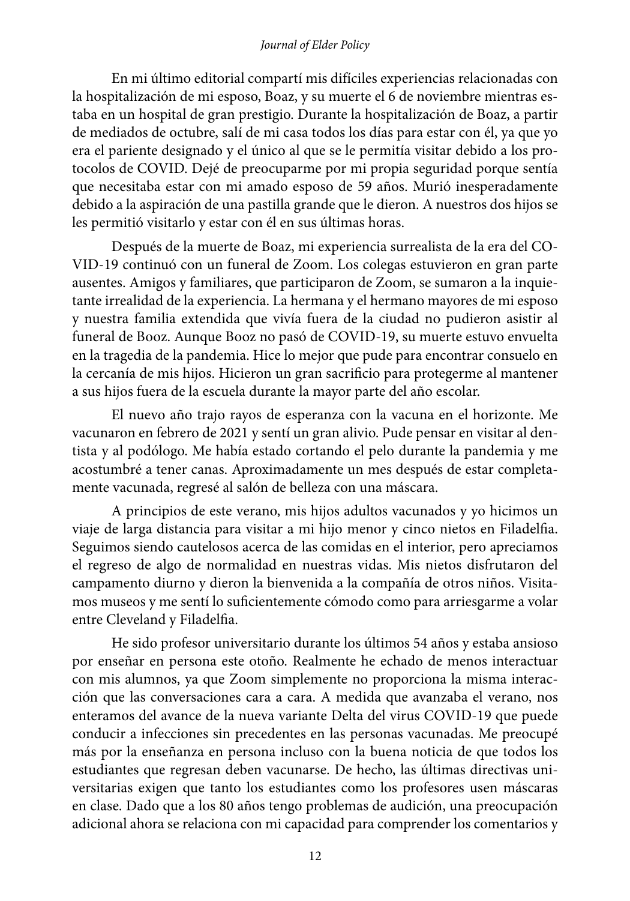En mi último editorial compartí mis difíciles experiencias relacionadas con la hospitalización de mi esposo, Boaz, y su muerte el 6 de noviembre mientras estaba en un hospital de gran prestigio. Durante la hospitalización de Boaz, a partir de mediados de octubre, salí de mi casa todos los días para estar con él, ya que yo era el pariente designado y el único al que se le permitía visitar debido a los protocolos de COVID. Dejé de preocuparme por mi propia seguridad porque sentía que necesitaba estar con mi amado esposo de 59 años. Murió inesperadamente debido a la aspiración de una pastilla grande que le dieron. A nuestros dos hijos se les permitió visitarlo y estar con él en sus últimas horas.

Después de la muerte de Boaz, mi experiencia surrealista de la era del COVID-19 continuó con un funeral de Zoom. Los colegas estuvieron en gran parte ausentes. Amigos y familiares, que participaron de Zoom, se sumaron a la inquietante irrealidad de la experiencia. La hermana y el hermano mayores de mi esposo y nuestra familia extendida que vivía fuera de la ciudad no pudieron asistir al funeral de Booz. Aunque Booz no pasó de COVID-19, su muerte estuvo envuelta en la tragedia de la pandemia. Hice lo mejor que pude para encontrar consuelo en la cercanía de mis hijos. Hicieron un gran sacrificio para protegerme al mantener a sus hijos fuera de la escuela durante la mayor parte del año escolar.

El nuevo año trajo rayos de esperanza con la vacuna en el horizonte. Me vacunaron en febrero de 2021 y sentí un gran alivio. Pude pensar en visitar al dentista y al podólogo. Me había estado cortando el pelo durante la pandemia y me acostumbré a tener canas. Aproximadamente un mes después de estar completamente vacunada, regresé al salón de belleza con una máscara.

A principios de este verano, mis hijos adultos vacunados y yo hicimos un viaje de larga distancia para visitar a mi hijo menor y cinco nietos en Filadelfia. Seguimos siendo cautelosos acerca de las comidas en el interior, pero apreciamos el regreso de algo de normalidad en nuestras vidas. Mis nietos disfrutaron del campamento diurno y dieron la bienvenida a la compañía de otros niños. Visitamos museos y me sentí lo suficientemente cómodo como para arriesgarme a volar entre Cleveland y Filadelfia.

He sido profesor universitario durante los últimos 54 años y estaba ansioso por enseñar en persona este otoño. Realmente he echado de menos interactuar con mis alumnos, ya que Zoom simplemente no proporciona la misma interacción que las conversaciones cara a cara. A medida que avanzaba el verano, nos enteramos del avance de la nueva variante Delta del virus COVID-19 que puede conducir a infecciones sin precedentes en las personas vacunadas. Me preocupé más por la enseñanza en persona incluso con la buena noticia de que todos los estudiantes que regresan deben vacunarse. De hecho, las últimas directivas universitarias exigen que tanto los estudiantes como los profesores usen máscaras en clase. Dado que a los 80 años tengo problemas de audición, una preocupación adicional ahora se relaciona con mi capacidad para comprender los comentarios y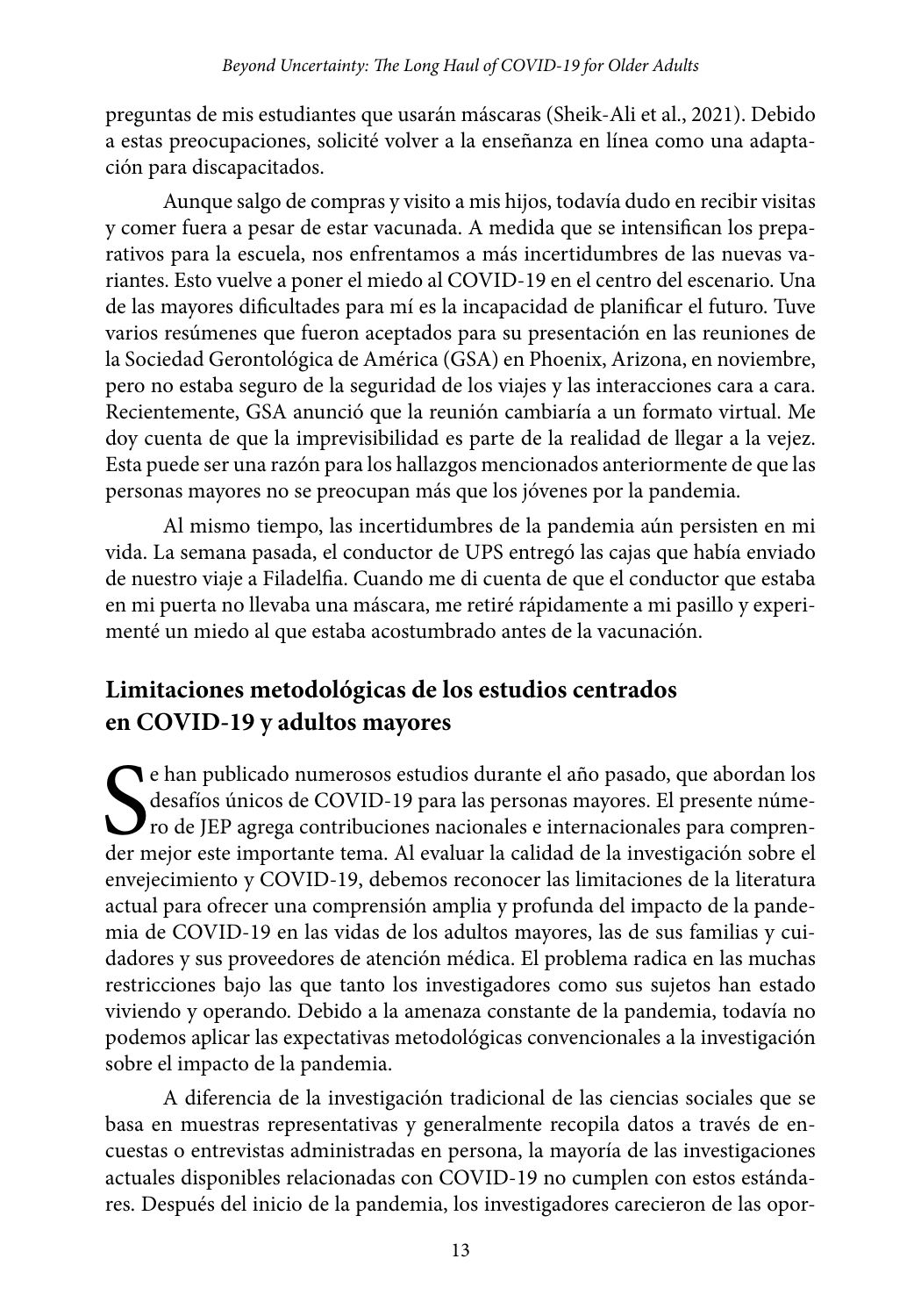preguntas de mis estudiantes que usarán máscaras (Sheik-Ali et al., 2021). Debido a estas preocupaciones, solicité volver a la enseñanza en línea como una adaptación para discapacitados.

Aunque salgo de compras y visito a mis hijos, todavía dudo en recibir visitas y comer fuera a pesar de estar vacunada. A medida que se intensifican los preparativos para la escuela, nos enfrentamos a más incertidumbres de las nuevas variantes. Esto vuelve a poner el miedo al COVID-19 en el centro del escenario. Una de las mayores dificultades para mí es la incapacidad de planificar el futuro. Tuve varios resúmenes que fueron aceptados para su presentación en las reuniones de la Sociedad Gerontológica de América (GSA) en Phoenix, Arizona, en noviembre, pero no estaba seguro de la seguridad de los viajes y las interacciones cara a cara. Recientemente, GSA anunció que la reunión cambiaría a un formato virtual. Me doy cuenta de que la imprevisibilidad es parte de la realidad de llegar a la vejez. Esta puede ser una razón para los hallazgos mencionados anteriormente de que las personas mayores no se preocupan más que los jóvenes por la pandemia.

Al mismo tiempo, las incertidumbres de la pandemia aún persisten en mi vida. La semana pasada, el conductor de UPS entregó las cajas que había enviado de nuestro viaje a Filadelfia. Cuando me di cuenta de que el conductor que estaba en mi puerta no llevaba una máscara, me retiré rápidamente a mi pasillo y experimenté un miedo al que estaba acostumbrado antes de la vacunación.

## Limitaciones metodológicas de los estudios centrados en COVID-19 y adultos mayores

Se han publicado numerosos estudios durante el año pasado, que abordan los desafíos únicos de COVID-19 para las personas mayores. El presente número de JEP agrega contribuciones nacionales e internacionales para comprender mejor este importante tema. Al evaluar la calidad de la investigación sobre el envejecimiento y COVID-19, debemos reconocer las limitaciones de la literatura actual para ofrecer una comprensión amplia y profunda del impacto de la pandemia de COVID-19 en las vidas de los adultos mayores, las de sus familias y cuidadores y sus proveedores de atención médica. El problema radica en las muchas restricciones bajo las que tanto los investigadores como sus sujetos han estado viviendo y operando. Debido a la amenaza constante de la pandemia, todavía no podemos aplicar las expectativas metodológicas convencionales a la investigación sobre el impacto de la pandemia.

A diferencia de la investigación tradicional de las ciencias sociales que se basa en muestras representativas y generalmente recopila datos a través de encuestas o entrevistas administradas en persona, la mayoría de las investigaciones actuales disponibles relacionadas con COVID-19 no cumplen con estos estándares. Después del inicio de la pandemia, los investigadores carecieron de las opor-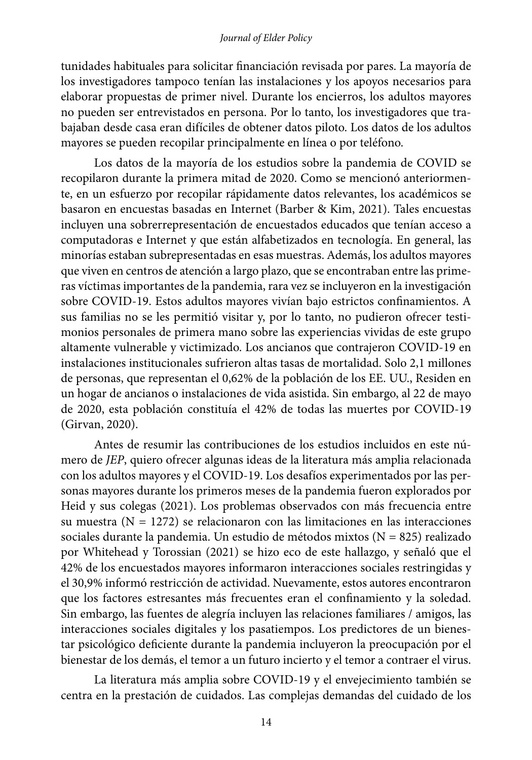tunidades habituales para solicitar financiación revisada por pares. La mayoría de los investigadores tampoco tenían las instalaciones y los apoyos necesarios para elaborar propuestas de primer nivel. Durante los encierros, los adultos mayores no pueden ser entrevistados en persona. Por lo tanto, los investigadores que trabajaban desde casa eran difíciles de obtener datos piloto. Los datos de los adultos mayores se pueden recopilar principalmente en línea o por teléfono.

Los datos de la mayoría de los estudios sobre la pandemia de COVID se recopilaron durante la primera mitad de 2020. Como se mencionó anteriormente, en un esfuerzo por recopilar rápidamente datos relevantes, los académicos se basaron en encuestas basadas en Internet (Barber & Kim, 2021). Tales encuestas incluyen una sobrerrepresentación de encuestados educados que tenían acceso a computadoras e Internet y que están alfabetizados en tecnología. En general, las minorías estaban subrepresentadas en esas muestras. Además, los adultos mayores que viven en centros de atención a largo plazo, que se encontraban entre las primeras víctimas importantes de la pandemia, rara vez se incluyeron en la investigación sobre COVID-19. Estos adultos mayores vivían bajo estrictos confinamientos. A sus familias no se les permitió visitar y, por lo tanto, no pudieron ofrecer testimonios personales de primera mano sobre las experiencias vividas de este grupo altamente vulnerable y victimizado. Los ancianos que contrajeron COVID-19 en instalaciones institucionales sufrieron altas tasas de mortalidad. Solo 2,1 millones de personas, que representan el 0,62% de la población de los EE. UU., Residen en un hogar de ancianos o instalaciones de vida asistida. Sin embargo, al 22 de mayo de 2020, esta población constituía el 42% de todas las muertes por COVID-19 (Girvan, 2020).

Antes de resumir las contribuciones de los estudios incluidos en este número de *JEP*, quiero ofrecer algunas ideas de la literatura más amplia relacionada con los adultos mayores y el COVID-19. Los desafíos experimentados por las personas mayores durante los primeros meses de la pandemia fueron explorados por Heid y sus colegas (2021). Los problemas observados con más frecuencia entre su muestra (N = 1272) se relacionaron con las limitaciones en las interacciones sociales durante la pandemia. Un estudio de métodos mixtos (N = 825) realizado por Whitehead y Torossian (2021) se hizo eco de este hallazgo, y señaló que el 42% de los encuestados mayores informaron interacciones sociales restringidas y el 30,9% informó restricción de actividad. Nuevamente, estos autores encontraron que los factores estresantes más frecuentes eran el confinamiento y la soledad. Sin embargo, las fuentes de alegría incluyen las relaciones familiares / amigos, las interacciones sociales digitales y los pasatiempos. Los predictores de un bienestar psicológico deficiente durante la pandemia incluyeron la preocupación por el bienestar de los demás, el temor a un futuro incierto y el temor a contraer el virus.

La literatura más amplia sobre COVID-19 y el envejecimiento también se centra en la prestación de cuidados. Las complejas demandas del cuidado de los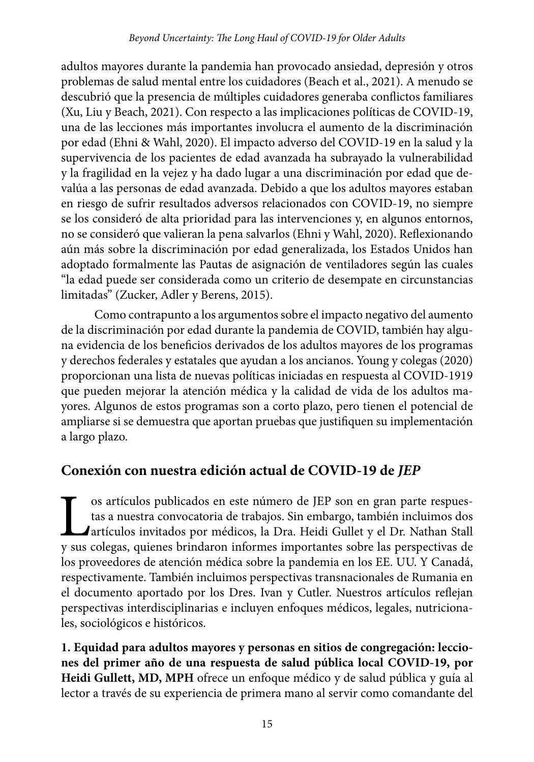adultos mayores durante la pandemia han provocado ansiedad, depresión y otros problemas de salud mental entre los cuidadores (Beach et al., 2021). A menudo se descubrió que la presencia de múltiples cuidadores generaba conflictos familiares (Xu, Liu y Beach, 2021). Con respecto a las implicaciones políticas de COVID-19, una de las lecciones más importantes involucra el aumento de la discriminación por edad (Ehni & Wahl, 2020). El impacto adverso del COVID-19 en la salud y la supervivencia de los pacientes de edad avanzada ha subrayado la vulnerabilidad y la fragilidad en la vejez y ha dado lugar a una discriminación por edad que devalúa a las personas de edad avanzada. Debido a que los adultos mayores estaban en riesgo de sufrir resultados adversos relacionados con COVID-19, no siempre se los consideró de alta prioridad para las intervenciones y, en algunos entornos, no se consideró que valieran la pena salvarlos (Ehni y Wahl, 2020). Reflexionando aún más sobre la discriminación por edad generalizada, los Estados Unidos han adoptado formalmente las Pautas de asignación de ventiladores según las cuales "la edad puede ser considerada como un criterio de desempate en circunstancias limitadas" (Zucker, Adler y Berens, 2015).

Como contrapunto a los argumentos sobre el impacto negativo del aumento de la discriminación por edad durante la pandemia de COVID, también hay alguna evidencia de los beneficios derivados de los adultos mayores de los programas y derechos federales y estatales que ayudan a los ancianos. Young y colegas (2020) proporcionan una lista de nuevas políticas iniciadas en respuesta al COVID-1919 que pueden mejorar la atención médica y la calidad de vida de los adultos mayores. Algunos de estos programas son a corto plazo, pero tienen el potencial de ampliarse si se demuestra que aportan pruebas que justifiquen su implementación a largo plazo.

## Conexión con nuestra edición actual de COVID-19 de *JEP*

Los artículos publicados en este número de JEP son en gran parte respuestas a nuestra convocatoria de trabajos. Sin embargo, también incluimos dos artículos invitados por médicos, la Dra. Heidi Gullet y el Dr. Nathan Stall y sus colegas, quienes brindaron informes importantes sobre las perspectivas de los proveedores de atención médica sobre la pandemia en los EE. UU. Y Canadá, respectivamente. También incluimos perspectivas transnacionales de Rumania en el documento aportado por los Dres. Ivan y Cutler. Nuestros artículos reflejan perspectivas interdisciplinarias e incluyen enfoques médicos, legales, nutricionales, sociológicos e históricos.

**1. Equidad para adultos mayores y personas en sitios de congregación: lecciones del primer año de una respuesta de salud pública local COVID-19, por Heidi Gullett, MD, MPH** ofrece un enfoque médico y de salud pública y guía al lector a través de su experiencia de primera mano al servir como comandante del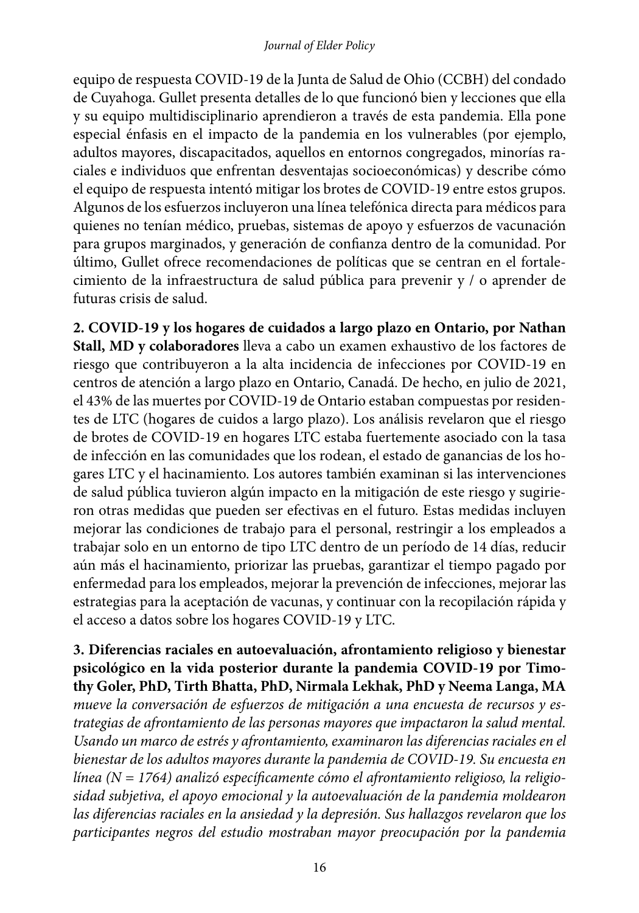equipo de respuesta COVID-19 de la Junta de Salud de Ohio (CCBH) del condado de Cuyahoga. Gullet presenta detalles de lo que funcionó bien y lecciones que ella y su equipo multidisciplinario aprendieron a través de esta pandemia. Ella pone especial énfasis en el impacto de la pandemia en los vulnerables (por ejemplo, adultos mayores, discapacitados, aquellos en entornos congregados, minorías raciales e individuos que enfrentan desventajas socioeconómicas) y describe cómo el equipo de respuesta intentó mitigar los brotes de COVID-19 entre estos grupos. Algunos de los esfuerzos incluyeron una línea telefónica directa para médicos para quienes no tenían médico, pruebas, sistemas de apoyo y esfuerzos de vacunación para grupos marginados, y generación de confianza dentro de la comunidad. Por último, Gullet ofrece recomendaciones de políticas que se centran en el fortalecimiento de la infraestructura de salud pública para prevenir y / o aprender de futuras crisis de salud.

**2. COVID-19 y los hogares de cuidados a largo plazo en Ontario, por Nathan Stall, MD y colaboradores** lleva a cabo un examen exhaustivo de los factores de riesgo que contribuyeron a la alta incidencia de infecciones por COVID-19 en centros de atención a largo plazo en Ontario, Canadá. De hecho, en julio de 2021, el 43% de las muertes por COVID-19 de Ontario estaban compuestas por residentes de LTC (hogares de cuidos a largo plazo). Los análisis revelaron que el riesgo de brotes de COVID-19 en hogares LTC estaba fuertemente asociado con la tasa de infección en las comunidades que los rodean, el estado de ganancias de los hogares LTC y el hacinamiento. Los autores también examinan si las intervenciones de salud pública tuvieron algún impacto en la mitigación de este riesgo y sugirieron otras medidas que pueden ser efectivas en el futuro. Estas medidas incluyen mejorar las condiciones de trabajo para el personal, restringir a los empleados a trabajar solo en un entorno de tipo LTC dentro de un período de 14 días, reducir aún más el hacinamiento, priorizar las pruebas, garantizar el tiempo pagado por enfermedad para los empleados, mejorar la prevención de infecciones, mejorar las estrategias para la aceptación de vacunas, y continuar con la recopilación rápida y el acceso a datos sobre los hogares COVID-19 y LTC.

**3. Diferencias raciales en autoevaluación, afrontamiento religioso y bienestar psicológico en la vida posterior durante la pandemia COVID-19 por Timothy Goler, PhD, Tirth Bhatta, PhD, Nirmala Lekhak, PhD y Neema Langa, MA** *mueve la conversación de esfuerzos de mitigación a una encuesta de recursos y estrategias de afrontamiento de las personas mayores que impactaron la salud mental. Usando un marco de estrés y afrontamiento, examinaron las diferencias raciales en el bienestar de los adultos mayores durante la pandemia de COVID-19. Su encuesta en línea (N = 1764) analizó específicamente cómo el afrontamiento religioso, la religiosidad subjetiva, el apoyo emocional y la autoevaluación de la pandemia moldearon las diferencias raciales en la ansiedad y la depresión. Sus hallazgos revelaron que los participantes negros del estudio mostraban mayor preocupación por la pandemia*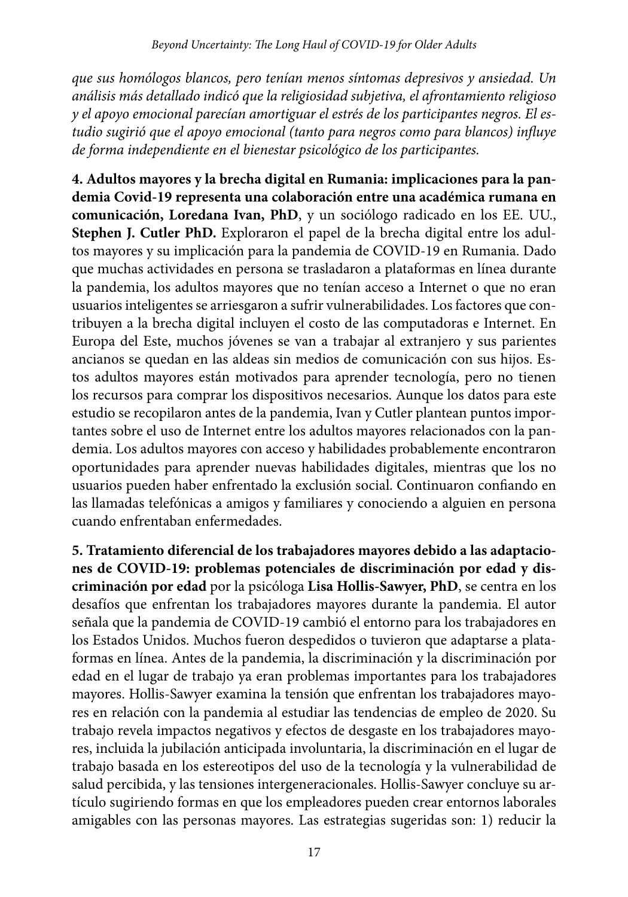*que sus homólogos blancos, pero tenían menos síntomas depresivos y ansiedad. Un análisis más detallado indicó que la religiosidad subjetiva, el afrontamiento religioso y el apoyo emocional parecían amortiguar el estrés de los participantes negros. El estudio sugirió que el apoyo emocional (tanto para negros como para blancos) influye de forma independiente en el bienestar psicológico de los participantes.*

**4. Adultos mayores y la brecha digital en Rumania: implicaciones para la pandemia Covid-19 representa una colaboración entre una académica rumana en comunicación, Loredana Ivan, PhD**, y un sociólogo radicado en los EE. UU., **Stephen J. Cutler PhD.** Exploraron el papel de la brecha digital entre los adultos mayores y su implicación para la pandemia de COVID-19 en Rumania. Dado que muchas actividades en persona se trasladaron a plataformas en línea durante la pandemia, los adultos mayores que no tenían acceso a Internet o que no eran usuarios inteligentes se arriesgaron a sufrir vulnerabilidades. Los factores que contribuyen a la brecha digital incluyen el costo de las computadoras e Internet. En Europa del Este, muchos jóvenes se van a trabajar al extranjero y sus parientes ancianos se quedan en las aldeas sin medios de comunicación con sus hijos. Estos adultos mayores están motivados para aprender tecnología, pero no tienen los recursos para comprar los dispositivos necesarios. Aunque los datos para este estudio se recopilaron antes de la pandemia, Ivan y Cutler plantean puntos importantes sobre el uso de Internet entre los adultos mayores relacionados con la pandemia. Los adultos mayores con acceso y habilidades probablemente encontraron oportunidades para aprender nuevas habilidades digitales, mientras que los no usuarios pueden haber enfrentado la exclusión social. Continuaron confiando en las llamadas telefónicas a amigos y familiares y conociendo a alguien en persona cuando enfrentaban enfermedades.

**5. Tratamiento diferencial de los trabajadores mayores debido a las adaptaciones de COVID-19: problemas potenciales de discriminación por edad y discriminación por edad** por la psicóloga **Lisa Hollis-Sawyer, PhD**, se centra en los desafíos que enfrentan los trabajadores mayores durante la pandemia. El autor señala que la pandemia de COVID-19 cambió el entorno para los trabajadores en los Estados Unidos. Muchos fueron despedidos o tuvieron que adaptarse a plataformas en línea. Antes de la pandemia, la discriminación y la discriminación por edad en el lugar de trabajo ya eran problemas importantes para los trabajadores mayores. Hollis-Sawyer examina la tensión que enfrentan los trabajadores mayores en relación con la pandemia al estudiar las tendencias de empleo de 2020. Su trabajo revela impactos negativos y efectos de desgaste en los trabajadores mayores, incluida la jubilación anticipada involuntaria, la discriminación en el lugar de trabajo basada en los estereotipos del uso de la tecnología y la vulnerabilidad de salud percibida, y las tensiones intergeneracionales. Hollis-Sawyer concluye su artículo sugiriendo formas en que los empleadores pueden crear entornos laborales amigables con las personas mayores. Las estrategias sugeridas son: 1) reducir la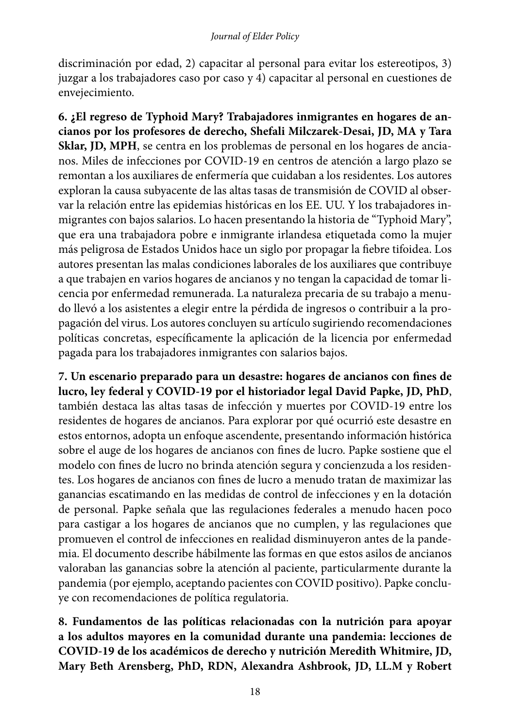discriminación por edad, 2) capacitar al personal para evitar los estereotipos, 3) juzgar a los trabajadores caso por caso y 4) capacitar al personal en cuestiones de envejecimiento.

**6. ¿El regreso de Typhoid Mary? Trabajadores inmigrantes en hogares de ancianos por los profesores de derecho, Shefali Milczarek-Desai, JD, MA y Tara Sklar, JD, MPH**, se centra en los problemas de personal en los hogares de ancianos. Miles de infecciones por COVID-19 en centros de atención a largo plazo se remontan a los auxiliares de enfermería que cuidaban a los residentes. Los autores exploran la causa subyacente de las altas tasas de transmisión de COVID al observar la relación entre las epidemias históricas en los EE. UU. Y los trabajadores inmigrantes con bajos salarios. Lo hacen presentando la historia de "Typhoid Mary", que era una trabajadora pobre e inmigrante irlandesa etiquetada como la mujer más peligrosa de Estados Unidos hace un siglo por propagar la fiebre tifoidea. Los autores presentan las malas condiciones laborales de los auxiliares que contribuye a que trabajen en varios hogares de ancianos y no tengan la capacidad de tomar licencia por enfermedad remunerada. La naturaleza precaria de su trabajo a menudo llevó a los asistentes a elegir entre la pérdida de ingresos o contribuir a la propagación del virus. Los autores concluyen su artículo sugiriendo recomendaciones políticas concretas, específicamente la aplicación de la licencia por enfermedad pagada para los trabajadores inmigrantes con salarios bajos.

**7. Un escenario preparado para un desastre: hogares de ancianos con fines de lucro, ley federal y COVID-19 por el historiador legal David Papke, JD, PhD**, también destaca las altas tasas de infección y muertes por COVID-19 entre los residentes de hogares de ancianos. Para explorar por qué ocurrió este desastre en estos entornos, adopta un enfoque ascendente, presentando información histórica sobre el auge de los hogares de ancianos con fines de lucro. Papke sostiene que el modelo con fines de lucro no brinda atención segura y concienzuda a los residentes. Los hogares de ancianos con fines de lucro a menudo tratan de maximizar las ganancias escatimando en las medidas de control de infecciones y en la dotación de personal. Papke señala que las regulaciones federales a menudo hacen poco para castigar a los hogares de ancianos que no cumplen, y las regulaciones que promueven el control de infecciones en realidad disminuyeron antes de la pandemia. El documento describe hábilmente las formas en que estos asilos de ancianos valoraban las ganancias sobre la atención al paciente, particularmente durante la pandemia (por ejemplo, aceptando pacientes con COVID positivo). Papke concluye con recomendaciones de política regulatoria.

**8. Fundamentos de las políticas relacionadas con la nutrición para apoyar a los adultos mayores en la comunidad durante una pandemia: lecciones de COVID-19 de los académicos de derecho y nutrición Meredith Whitmire, JD, Mary Beth Arensberg, PhD, RDN, Alexandra Ashbrook, JD, LL.M y Robert**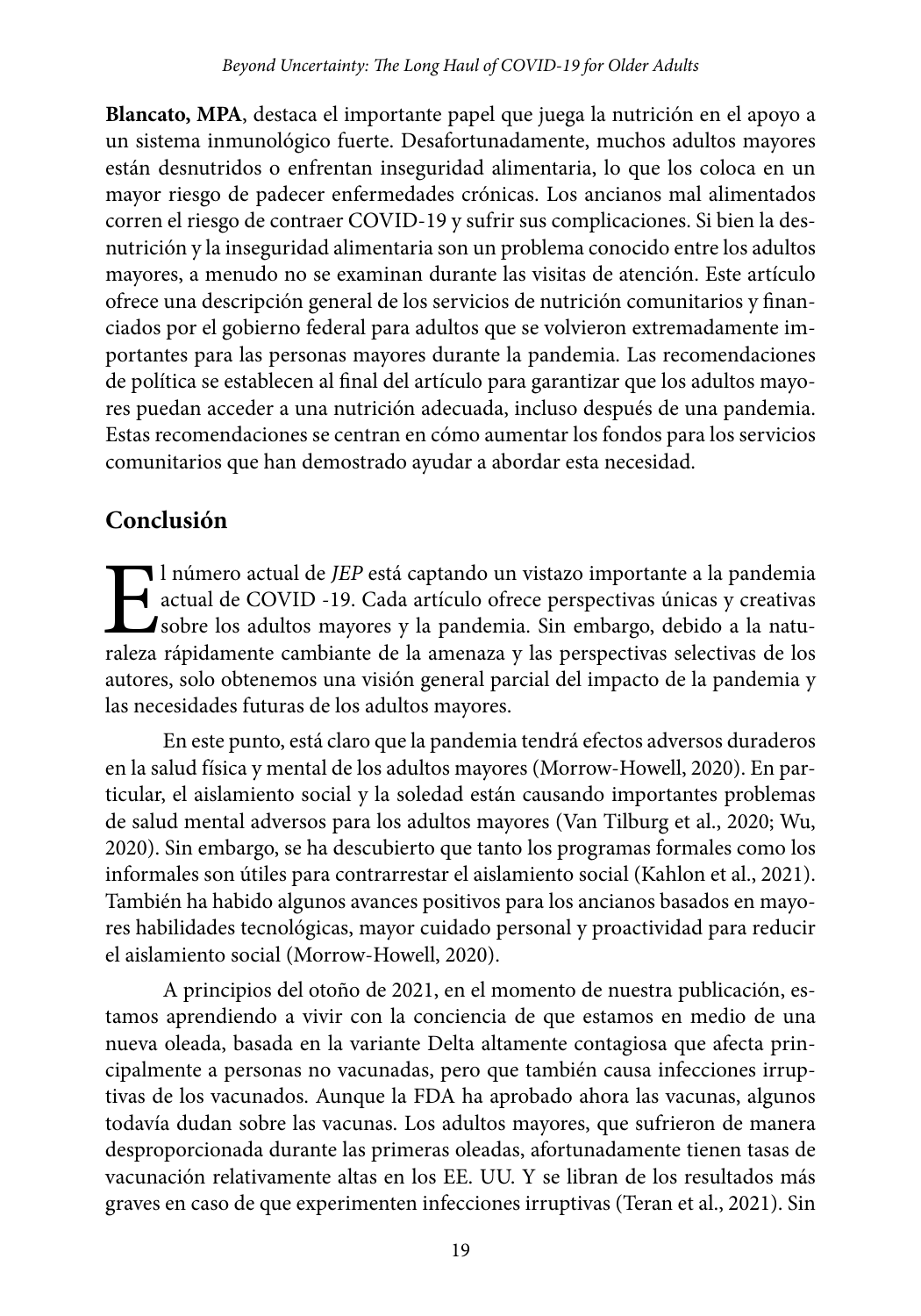**Blancato, MPA**, destaca el importante papel que juega la nutrición en el apoyo a un sistema inmunológico fuerte. Desafortunadamente, muchos adultos mayores están desnutridos o enfrentan inseguridad alimentaria, lo que los coloca en un mayor riesgo de padecer enfermedades crónicas. Los ancianos mal alimentados corren el riesgo de contraer COVID-19 y sufrir sus complicaciones. Si bien la desnutrición y la inseguridad alimentaria son un problema conocido entre los adultos mayores, a menudo no se examinan durante las visitas de atención. Este artículo ofrece una descripción general de los servicios de nutrición comunitarios y financiados por el gobierno federal para adultos que se volvieron extremadamente importantes para las personas mayores durante la pandemia. Las recomendaciones de política se establecen al final del artículo para garantizar que los adultos mayores puedan acceder a una nutrición adecuada, incluso después de una pandemia. Estas recomendaciones se centran en cómo aumentar los fondos para los servicios comunitarios que han demostrado ayudar a abordar esta necesidad.

## Conclusión

El número actual de *JEP* está captando un vistazo importante a la pandemia actual de COVID -19. Cada artículo ofrece perspectivas únicas y creativas sobre los adultos mayores y la pandemia. Sin embargo, debido a la naturaleza rápidamente cambiante de la amenaza y las perspectivas selectivas de los autores, solo obtenemos una visión general parcial del impacto de la pandemia y las necesidades futuras de los adultos mayores.

En este punto, está claro que la pandemia tendrá efectos adversos duraderos en la salud física y mental de los adultos mayores (Morrow-Howell, 2020). En particular, el aislamiento social y la soledad están causando importantes problemas de salud mental adversos para los adultos mayores (Van Tilburg et al., 2020; Wu, 2020). Sin embargo, se ha descubierto que tanto los programas formales como los informales son útiles para contrarrestar el aislamiento social (Kahlon et al., 2021). También ha habido algunos avances positivos para los ancianos basados en mayores habilidades tecnológicas, mayor cuidado personal y proactividad para reducir el aislamiento social (Morrow-Howell, 2020).

A principios del otoño de 2021, en el momento de nuestra publicación, estamos aprendiendo a vivir con la conciencia de que estamos en medio de una nueva oleada, basada en la variante Delta altamente contagiosa que afecta principalmente a personas no vacunadas, pero que también causa infecciones irruptivas de los vacunados. Aunque la FDA ha aprobado ahora las vacunas, algunos todavía dudan sobre las vacunas. Los adultos mayores, que sufrieron de manera desproporcionada durante las primeras oleadas, afortunadamente tienen tasas de vacunación relativamente altas en los EE. UU. Y se libran de los resultados más graves en caso de que experimenten infecciones irruptivas (Teran et al., 2021). Sin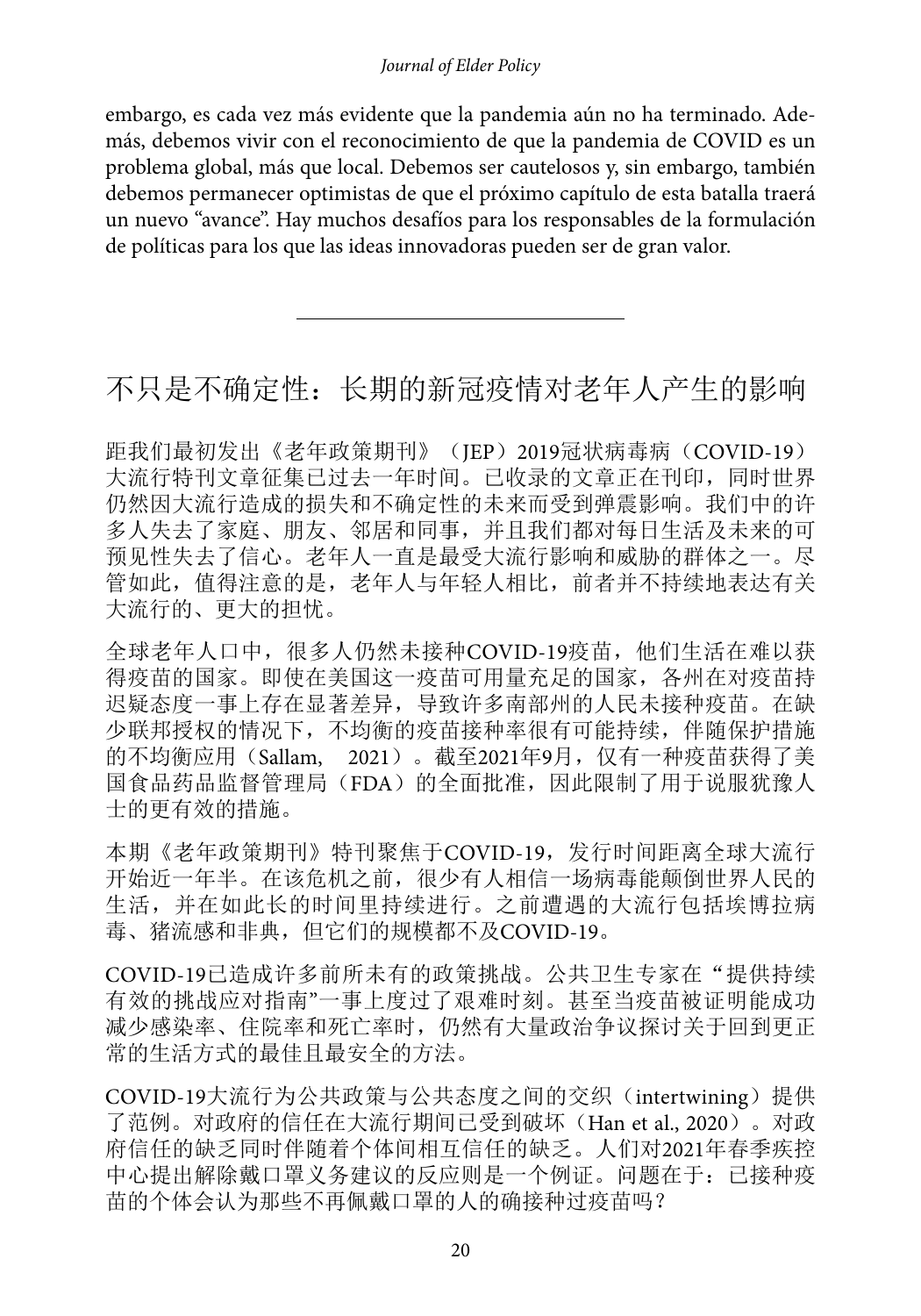embargo, es cada vez más evidente que la pandemia aún no ha terminado. Además, debemos vivir con el reconocimiento de que la pandemia de COVID es un problema global, más que local. Debemos ser cautelosos y, sin embargo, también debemos permanecer optimistas de que el próximo capítulo de esta batalla traerá un nuevo "avance". Hay muchos desafíos para los responsables de la formulación de políticas para los que las ideas innovadoras pueden ser de gran valor.

---

# 不只是不确定性：长期的新冠疫情对老年人产生的影响

距我们最初发出《老年政策期刊》（JEP）2019冠状病毒病（COVID-19）大流行特刊文章征集已过去一年时间。已收录的文章正在刊印，同时世界仍然因大流行造成的损失和不确定性的未来而受到弹震影响。我们中的许多人失去了家庭、朋友、邻居和同事，并且我们都对每日生活及未来的可预见性失去了信心。老年人一直是最受大流行影响和威胁的群体之一。尽管如此，值得注意的是，老年人与年轻人相比，前者并不持续地表达有关大流行的、更大的担忧。

全球老年人口中，很多人仍然未接种COVID-19疫苗，他们生活在难以获得疫苗的国家。即使在美国这一疫苗可用量充足的国家，各州在对疫苗持迟疑态度一事上存在显著差异，导致许多南部州的人民未接种疫苗。在缺少联邦授权的情况下，不均衡的疫苗接种率很有可能持续，伴随保护措施的不均衡应用（Sallam, 2021）。截至2021年9月，仅有一种疫苗获得了美国食品药品监督管理局（FDA）的全面批准，因此限制了用于说服犹豫人士的更有效的措施。

本期《老年政策期刊》特刊聚焦于COVID-19，发行时间距离全球大流行开始近一年半。在该危机之前，很少有人相信一场病毒能颠倒世界人民的生活，并在如此长的时间里持续进行。之前遭遇的大流行包括埃博拉病毒、猪流感和非典，但它们的规模都不及COVID-19。

COVID-19已造成许多前所未有的政策挑战。公共卫生专家在"提供持续有效的挑战应对指南"一事上度过了艰难时刻。甚至当疫苗被证明能成功减少感染率、住院率和死亡率时，仍然有大量政治争议探讨关于回到更正常的生活方式的最佳且最安全的方法。

COVID-19大流行为公共政策与公共态度之间的交织（intertwining）提供了范例。对政府的信任在大流行期间已受到破坏（Han et al., 2020）。对政府信任的缺乏同时伴随着个体间相互信任的缺乏。人们对2021年春季疾控中心提出解除戴口罩义务建议的反应则是一个例证。问题在于：已接种疫苗的个体会认为那些不再佩戴口罩的人的确接种过疫苗吗？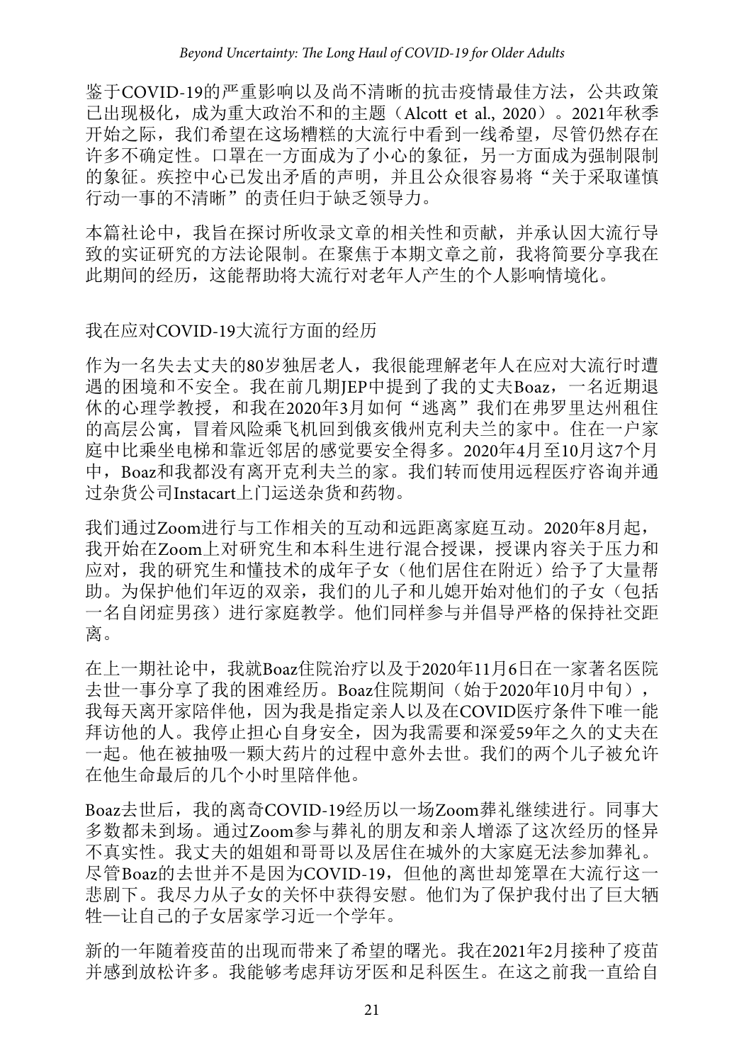鉴于COVID-19的严重影响以及尚不清晰的抗击疫情最佳方法，公共政策已出现极化，成为重大政治不和的主题（Alcott et al., 2020）。2021年秋季开始之际，我们希望在这场糟糕的大流行中看到一线希望，尽管仍然存在许多不确定性。口罩在一方面成为了小心的象征，另一方面成为强制限制的象征。疾控中心已发出矛盾的声明，并且公众很容易将"关于采取谨慎行动一事的不清晰"的责任归于缺乏领导力。

本篇社论中，我旨在探讨所收录文章的相关性和贡献，并承认因大流行导致的实证研究的方法论限制。在聚焦于本期文章之前，我将简要分享我在此期间的经历，这能帮助将大流行对老年人产生的个人影响情境化。

## 我在应对COVID-19大流行方面的经历

作为一名失去丈夫的80岁独居老人，我很能理解老年人在应对大流行时遭遇的困境和不安全。我在前几期JEP中提到了我的丈夫Boaz，一名近期退休的心理学教授，和我在2020年3月如何"逃离"我们在弗罗里达州租住的高层公寓，冒着风险乘飞机回到俄亥俄州克利夫兰的家中。住在一户家庭中比乘坐电梯和靠近邻居的感觉要安全得多。2020年4月至10月这7个月中，Boaz和我都没有离开克利夫兰的家。我们转而使用远程医疗咨询并通过杂货公司Instacart上门运送杂货和药物。

我们通过Zoom进行与工作相关的互动和远距离家庭互动。2020年8月起，我开始在Zoom上对研究生和本科生进行混合授课，授课内容关于压力和应对，我的研究生和懂技术的成年子女（他们居住在附近）给予了大量帮助。为保护他们年迈的双亲，我们的儿子和儿媳开始对他们的子女（包括一名自闭症男孩）进行家庭教学。他们同样参与并倡导严格的保持社交距离。

在上一期社论中，我就Boaz住院治疗以及于2020年11月6日在一家著名医院去世一事分享了我的困难经历。Boaz住院期间（始于2020年10月中旬），我每天离开家陪伴他，因为我是指定亲人以及在COVID医疗条件下唯一能拜访他的人。我停止担心自身安全，因为我需要和深爱59年之久的丈夫在一起。他在被抽吸一颗大药片的过程中意外去世。我们的两个儿子被允许在他生命最后的几个小时里陪伴他。

Boaz去世后，我的离奇COVID-19经历以一场Zoom葬礼继续进行。同事大多数都未到场。通过Zoom参与葬礼的朋友和亲人增添了这次经历的怪异不真实性。我丈夫的姐姐和哥哥以及居住在城外的大家庭无法参加葬礼。尽管Boaz的去世并不是因为COVID-19，但他的离世却笼罩在大流行这一悲剧下。我尽力从子女的关怀中获得安慰。他们为了保护我付出了巨大牺牲—让自己的子女居家学习近一个学年。

新的一年随着疫苗的出现而带来了希望的曙光。我在2021年2月接种了疫苗并感到放松许多。我能够考虑拜访牙医和足科医生。在这之前我一直给自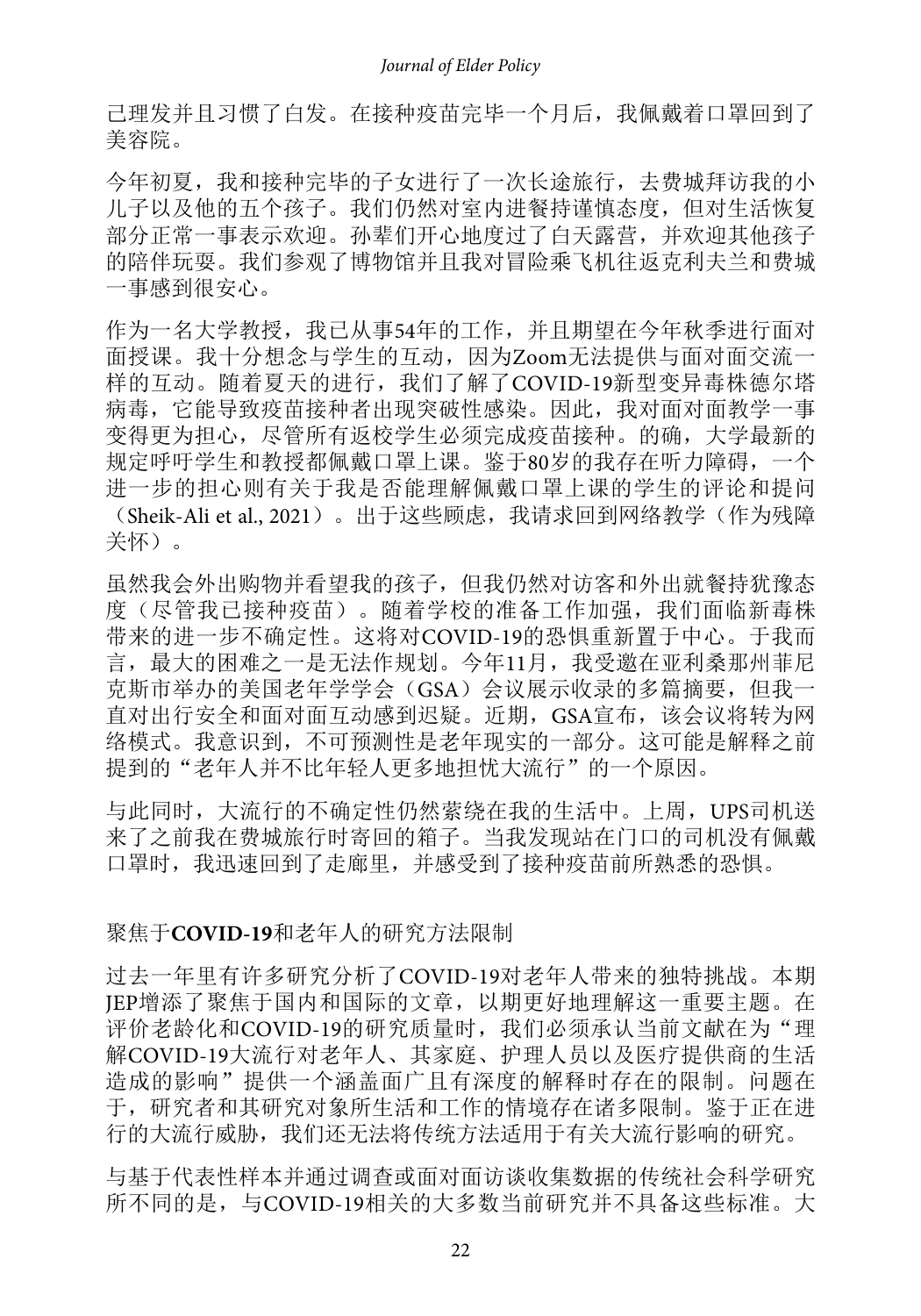己理发并且习惯了白发。在接种疫苗完毕一个月后，我佩戴着口罩回到了美容院。

今年初夏，我和接种完毕的子女进行了一次长途旅行，去费城拜访我的小儿子以及他的五个孩子。我们仍然对室内进餐持谨慎态度，但对生活恢复部分正常一事表示欢迎。孙辈们开心地度过了白天露营，并欢迎其他孩子的陪伴玩耍。我们参观了博物馆并且我对冒险乘飞机往返克利夫兰和费城一事感到很安心。

作为一名大学教授，我已从事54年的工作，并且期望在今年秋季进行面对面授课。我十分想念与学生的互动，因为Zoom无法提供与面对面交流一样的互动。随着夏天的进行，我们了解了COVID-19新型变异毒株德尔塔病毒，它能导致疫苗接种者出现突破性感染。因此，我对面对面教学一事变得更为担心，尽管所有返校学生必须完成疫苗接种。的确，大学最新的规定呼吁学生和教授都佩戴口罩上课。鉴于80岁的我存在听力障碍，一个进一步的担心则有关于我是否能理解佩戴口罩上课的学生的评论和提问（Sheik-Ali et al., 2021）。出于这些顾虑，我请求回到网络教学（作为残障关怀）。

虽然我会外出购物并看望我的孩子，但我仍然对访客和外出就餐持犹豫态度（尽管我已接种疫苗）。随着学校的准备工作加强，我们面临新毒株带来的进一步不确定性。这将对COVID-19的恐惧重新置于中心。于我而言，最大的困难之一是无法作规划。今年11月，我受邀在亚利桑那州菲尼克斯市举办的美国老年学学会（GSA）会议展示收录的多篇摘要，但我一直对出行安全和面对面互动感到迟疑。近期，GSA宣布，该会议将转为网络模式。我意识到，不可预测性是老年现实的一部分。这可能是解释之前提到的“老年人并不比年轻人更多地担忧大流行”的一个原因。

与此同时，大流行的不确定性仍然萦绕在我的生活中。上周，UPS司机送来了之前我在费城旅行时寄回的箱子。当我发现站在门口的司机没有佩戴口罩时，我迅速回到了走廊里，并感受到了接种疫苗前所熟悉的恐惧。

## 聚焦于**COVID-19**和老年人的研究方法限制

过去一年里有许多研究分析了COVID-19对老年人带来的独特挑战。本期JEP增添了聚焦于国内和国际的文章，以期更好地理解这一重要主题。在评价老龄化和COVID-19的研究质量时，我们必须承认当前文献在为“理解COVID-19大流行对老年人、其家庭、护理人员以及医疗提供商的生活造成的影响”提供一个涵盖面广且有深度的解释时存在的限制。问题在于，研究者和其研究对象所生活和工作的情境存在诸多限制。鉴于正在进行的大流行威胁，我们还无法将传统方法适用于有关大流行影响的研究。

与基于代表性样本并通过调查或面对面访谈收集数据的传统社会科学研究所不同的是，与COVID-19相关的大多数当前研究并不具备这些标准。大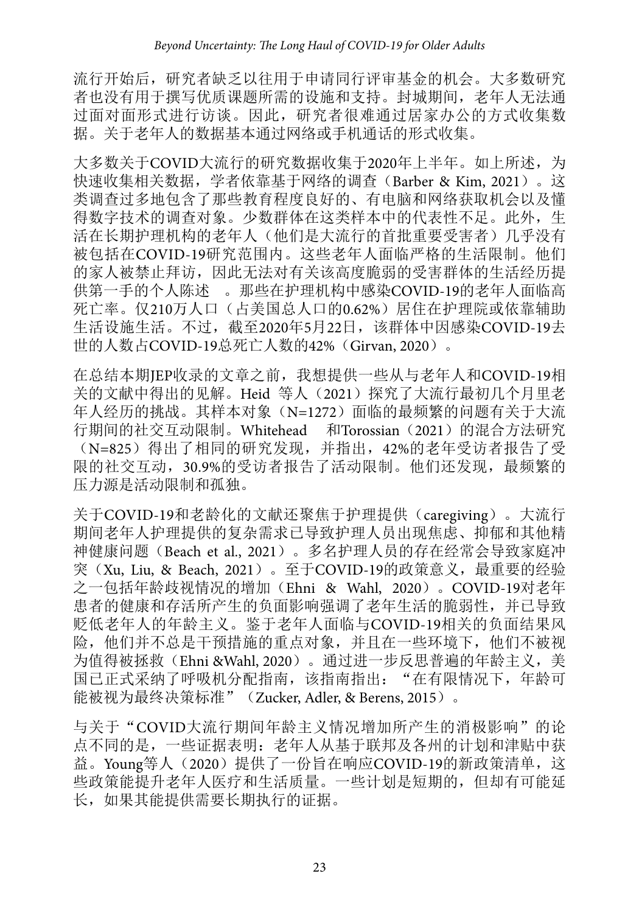流行开始后，研究者缺乏以往用于申请同行评审基金的机会。大多数研究者也没有用于撰写优质课题所需的设施和支持。封城期间，老年人无法通过面对面形式进行访谈。因此，研究者很难通过居家办公的方式收集数据。关于老年人的数据基本通过网络或手机通话的形式收集。

大多数关于COVID大流行的研究数据收集于2020年上半年。如上所述，为快速收集相关数据，学者依靠基于网络的调查（Barber & Kim, 2021）。这类调查过多地包含了那些教育程度良好的、有电脑和网络获取机会以及懂得数字技术的调查对象。少数群体在这类样本中的代表性不足。此外，生活在长期护理机构的老年人（他们是大流行的首批重要受害者）几乎没有被包括在COVID-19研究范围内。这些老年人面临严格的生活限制。他们的家人被禁止拜访，因此无法对有关该高度脆弱的受害群体的生活经历提供第一手的个人陈述 。那些在护理机构中感染COVID-19的老年人面临高死亡率。仅210万人口（占美国总人口的0.62%）居住在护理院或依靠辅助生活设施生活。不过，截至2020年5月22日，该群体中因感染COVID-19去世的人数占COVID-19总死亡人数的42%（Girvan, 2020）。

在总结本期JEP收录的文章之前，我想提供一些从与老年人和COVID-19相关的文献中得出的见解。Heid 等人（2021）探究了大流行最初几个月里老年人经历的挑战。其样本对象（N=1272）面临的最频繁的问题有关于大流行期间的社交互动限制。Whitehead 和Torossian（2021）的混合方法研究（N=825）得出了相同的研究发现，并指出，42%的老年受访者报告了受限的社交互动，30.9%的受访者报告了活动限制。他们还发现，最频繁的压力源是活动限制和孤独。

关于COVID-19和老龄化的文献还聚焦于护理提供（caregiving）。大流行期间老年人护理提供的复杂需求已导致护理人员出现焦虑、抑郁和其他精神健康问题（Beach et al., 2021）。多名护理人员的存在经常会导致家庭冲突（Xu, Liu, & Beach, 2021）。至于COVID-19的政策意义，最重要的经验之一包括年龄歧视情况的增加（Ehni & Wahl, 2020）。COVID-19对老年患者的健康和存活所产生的负面影响强调了老年生活的脆弱性，并已导致贬低老年人的年龄主义。鉴于老年人面临与COVID-19相关的负面结果风险，他们并不总是干预措施的重点对象，并且在一些环境下，他们不被视为值得被拯救（Ehni &Wahl, 2020）。通过进一步反思普遍的年龄主义，美国已正式采纳了呼吸机分配指南，该指南指出：“在有限情况下，年龄可能被视为最终决策标准”（Zucker, Adler, & Berens, 2015）。

与关于“COVID大流行期间年龄主义情况增加所产生的消极影响”的论点不同的是，一些证据表明：老年人从基于联邦及各州的计划和津贴中获益。Young等人（2020）提供了一份旨在响应COVID-19的新政策清单，这些政策能提升老年人医疗和生活质量。一些计划是短期的，但却有可能延长，如果其能提供需要长期执行的证据。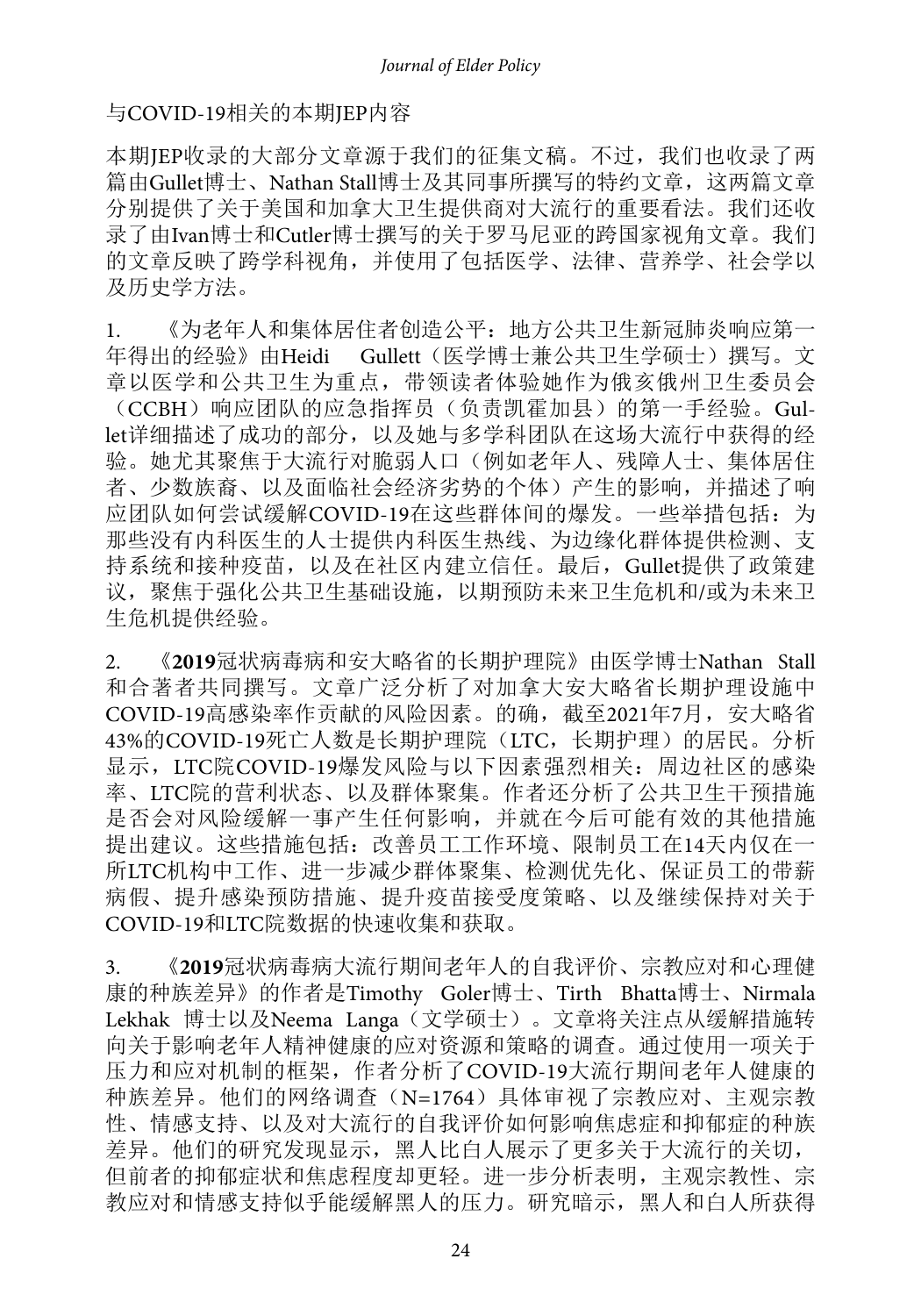与COVID-19相关的本期JEP内容

本期JEP收录的大部分文章源于我们的征集文稿。不过，我们也收录了两篇由Gullet博士、Nathan Stall博士及其同事所撰写的特约文章，这两篇文章分别提供了关于美国和加拿大卫生提供商对大流行的重要看法。我们还收录了由Ivan博士和Cutler博士撰写的关于罗马尼亚的跨国家视角文章。我们的文章反映了跨学科视角，并使用了包括医学、法律、营养学、社会学以及历史学方法。

1. 《为老年人和集体居住者创造公平：地方公共卫生新冠肺炎响应第一年得出的经验》由Heidi Gullett（医学博士兼公共卫生学硕士）撰写。文章以医学和公共卫生为重点，带领读者体验她作为俄亥俄州卫生委员会（CCBH）响应团队的应急指挥员（负责凯霍加县）的第一手经验。Gullet详细描述了成功的部分，以及她与多学科团队在这场大流行中获得的经验。她尤其聚焦于大流行对脆弱人口（例如老年人、残障人士、集体居住者、少数族裔、以及面临社会经济劣势的个体）产生的影响，并描述了响应团队如何尝试缓解COVID-19在这些群体间的爆发。一些举措包括：为那些没有内科医生的人士提供内科医生热线、为边缘化群体提供检测、支持系统和接种疫苗，以及在社区内建立信任。最后，Gullet提供了政策建议，聚焦于强化公共卫生基础设施，以期预防未来卫生危机和/或为未来卫生危机提供经验。

2. 《**2019**冠状病毒病和安大略省的长期护理院》由医学博士Nathan Stall和合著者共同撰写。文章广泛分析了对加拿大安大略省长期护理设施中COVID-19高感染率作贡献的风险因素。的确，截至2021年7月，安大略省43%的COVID-19死亡人数是长期护理院（LTC，长期护理）的居民。分析显示，LTC院COVID-19爆发风险与以下因素强烈相关：周边社区的感染率、LTC院的营利状态、以及群体聚集。作者还分析了公共卫生干预措施是否会对风险缓解一事产生任何影响，并就在今后可能有效的其他措施提出建议。这些措施包括：改善员工工作环境、限制员工在14天内仅在一所LTC机构中工作、进一步减少群体聚集、检测优先化、保证员工的带薪病假、提升感染预防措施、提升疫苗接受度策略、以及继续保持对关于COVID-19和LTC院数据的快速收集和获取。

3. 《**2019**冠状病毒病大流行期间老年人的自我评价、宗教应对和心理健康的种族差异》的作者是Timothy Goler博士、Tirth Bhatta博士、Nirmala Lekhak 博士以及Neema Langa（文学硕士）。文章将关注点从缓解措施转向关于影响老年人精神健康的应对资源和策略的调查。通过使用一项关于压力和应对机制的框架，作者分析了COVID-19大流行期间老年人健康的种族差异。他们的网络调查（N=1764）具体审视了宗教应对、主观宗教性、情感支持、以及对大流行的自我评价如何影响焦虑症和抑郁症的种族差异。他们的研究发现显示，黑人比白人展示了更多关于大流行的关切，但前者的抑郁症状和焦虑程度却更轻。进一步分析表明，主观宗教性、宗教应对和情感支持似乎能缓解黑人的压力。研究暗示，黑人和白人所获得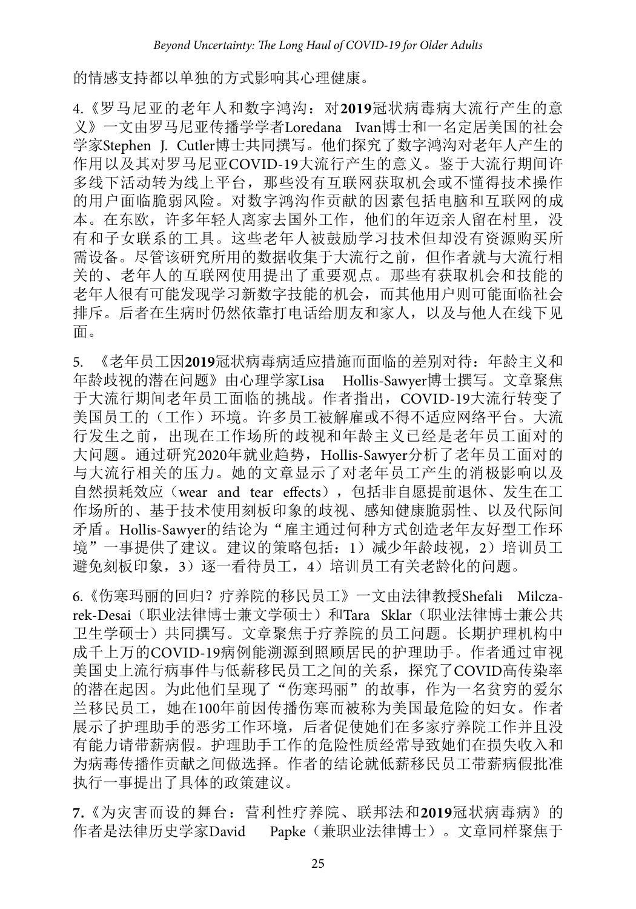的情感支持都以单独的方式影响其心理健康。

4.《罗马尼亚的老年人和数字鸿沟：对**2019**冠状病毒病大流行产生的意义》一文由罗马尼亚传播学学者Loredana Ivan博士和一名定居美国的社会学家Stephen J. Cutler博士共同撰写。他们探究了数字鸿沟对老年人产生的作用以及其对罗马尼亚COVID-19大流行产生的意义。鉴于大流行期间许多线下活动转为线上平台，那些没有互联网获取机会或不懂得技术操作的用户面临脆弱风险。对数字鸿沟作贡献的因素包括电脑和互联网的成本。在东欧，许多年轻人离家去国外工作，他们的年迈亲人留在村里，没有和子女联系的工具。这些老年人被鼓励学习技术但却没有资源购买所需设备。尽管该研究所用的数据收集于大流行之前，但作者就与大流行相关的、老年人的互联网使用提出了重要观点。那些有获取机会和技能的老年人很有可能发现学习新数字技能的机会，而其他用户则可能面临社会排斥。后者在生病时仍然依靠打电话给朋友和家人，以及与他人在线下见面。

5. 《老年员工因**2019**冠状病毒病适应措施而面临的差别对待：年龄主义和年龄歧视的潜在问题》由心理学家Lisa Hollis-Sawyer博士撰写。文章聚焦于大流行期间老年员工面临的挑战。作者指出，COVID-19大流行转变了美国员工的（工作）环境。许多员工被解雇或不得不适应网络平台。大流行发生之前，出现在工作场所的歧视和年龄主义已经是老年员工面对的大问题。通过研究2020年就业趋势，Hollis-Sawyer分析了老年员工面对的与大流行相关的压力。她的文章显示了对老年员工产生的消极影响以及自然损耗效应（wear and tear effects），包括非自愿提前退休、发生在工作场所的、基于技术使用刻板印象的歧视、感知健康脆弱性、以及代际间矛盾。Hollis-Sawyer的结论为“雇主通过何种方式创造老年友好型工作环境”一事提供了建议。建议的策略包括：1）减少年龄歧视，2）培训员工避免刻板印象，3）逐一看待员工，4）培训员工有关老龄化的问题。

6.《伤寒玛丽的回归？疗养院的移民员工》一文由法律教授Shefali Milczarek-Desai（职业法律博士兼文学硕士）和Tara Sklar（职业法律博士兼公共卫生学硕士）共同撰写。文章聚焦于疗养院的员工问题。长期护理机构中成千上万的COVID-19病例能溯源到照顾居民的护理助手。作者通过审视美国史上流行病事件与低薪移民员工之间的关系，探究了COVID高传染率的潜在起因。为此他们呈现了“伤寒玛丽”的故事，作为一名贫穷的爱尔兰移民员工，她在100年前因传播伤寒而被称为美国最危险的妇女。作者展示了护理助手的恶劣工作环境，后者促使她们在多家疗养院工作并且没有能力请带薪病假。护理助手工作的危险性质经常导致她们在损失收入和为病毒传播作贡献之间做选择。作者的结论就低薪移民员工带薪病假批准执行一事提出了具体的政策建议。

**7.**《为灾害而设的舞台：营利性疗养院、联邦法和**2019**冠状病毒病》的作者是法律历史学家David Papke（兼职业法律博士）。文章同样聚焦于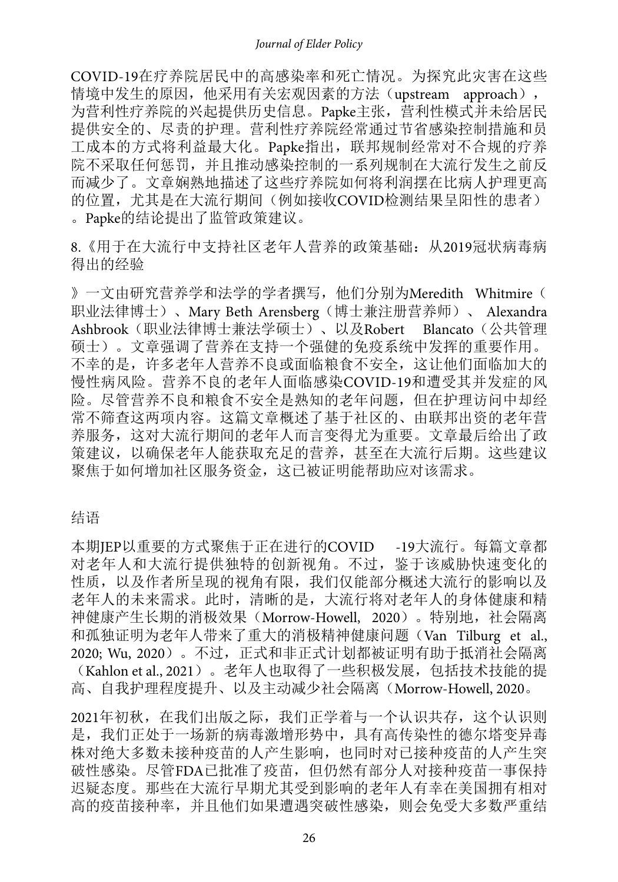COVID-19在疗养院居民中的高感染率和死亡情况。为探究此灾害在这些情境中发生的原因，他采用有关宏观因素的方法（upstream approach），为营利性疗养院的兴起提供历史信息。Papke主张，营利性模式并未给居民提供安全的、尽责的护理。营利性疗养院经常通过节省感染控制措施和员工成本的方式将利益最大化。Papke指出，联邦规制经常对不合规的疗养院不采取任何惩罚，并且推动感染控制的一系列规制在大流行发生之前反而减少了。文章娴熟地描述了这些疗养院如何将利润摆在比病人护理更高的位置，尤其是在大流行期间（例如接收COVID检测结果呈阳性的患者）。Papke的结论提出了监管政策建议。

8.《用于在大流行中支持社区老年人营养的政策基础：从2019冠状病毒病得出的经验》一文由研究营养学和法学的学者撰写，他们分别为Meredith Whitmire（职业法律博士）、Mary Beth Arensberg（博士兼注册营养师）、Alexandra Ashbrook（职业法律博士兼法学硕士）、以及Robert Blancato（公共管理硕士）。文章强调了营养在支持一个强健的免疫系统中发挥的重要作用。不幸的是，许多老年人营养不良或面临粮食不安全，这让他们面临加大的慢性病风险。营养不良的老年人面临感染COVID-19和遭受其并发症的风险。尽管营养不良和粮食不安全是熟知的老年问题，但在护理访问中却经常不筛查这两项内容。这篇文章概述了基于社区的、由联邦出资的老年营养服务，这对大流行期间的老年人而言变得尤为重要。文章最后给出了政策建议，以确保老年人能获取充足的营养，甚至在大流行后期。这些建议聚焦于如何增加社区服务资金，这已被证明能帮助应对该需求。

## 结语

本期JEP以重要的方式聚焦于正在进行的COVID-19大流行。每篇文章都对老年人和大流行提供独特的创新视角。不过，鉴于该威胁快速变化的性质，以及作者所呈现的视角有限，我们仅能部分概述大流行的影响以及老年人的未来需求。此时，清晰的是，大流行将对老年人的身体健康和精神健康产生长期的消极效果（Morrow-Howell, 2020）。特别地，社会隔离和孤独证明为老年人带来了重大的消极精神健康问题（Van Tilburg et al., 2020; Wu, 2020）。不过，正式和非正式计划都被证明有助于抵消社会隔离（Kahlon et al., 2021）。老年人也取得了一些积极发展，包括技术技能的提高、自我护理程度提升、以及主动减少社会隔离（Morrow-Howell, 2020。

2021年初秋，在我们出版之际，我们正学着与一个认识共存，这个认识则是，我们正处于一场新的病毒激增形势中，具有高传染性的德尔塔变异毒株对绝大多数未接种疫苗的人产生影响，也同时对已接种疫苗的人产生突破性感染。尽管FDA已批准了疫苗，但仍然有部分人对接种疫苗一事保持迟疑态度。那些在大流行早期尤其受到影响的老年人有幸在美国拥有相对高的疫苗接种率，并且他们如果遭遇突破性感染，则会免受大多数严重结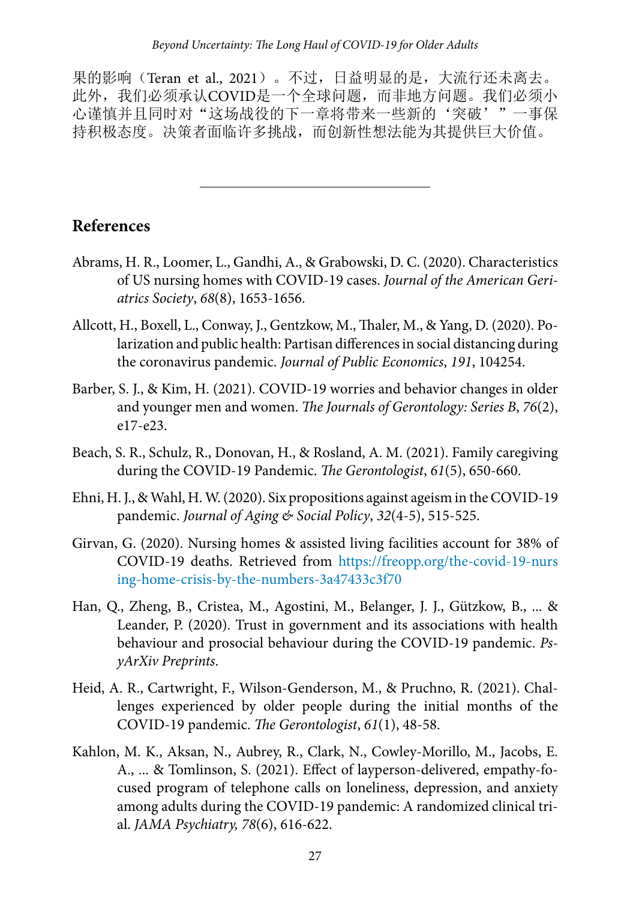果的影响（Teran et al., 2021）。不过，日益明显的是，大流行还未离去。此外，我们必须承认COVID是一个全球问题，而非地方问题。我们必须小心谨慎并且同时对“这场战役的下一章将带来一些新的‘突破’”一事保持积极态度。决策者面临许多挑战，而创新性想法能为其提供巨大价值。

---

## References

Abrams, H. R., Loomer, L., Gandhi, A., & Grabowski, D. C. (2020). Characteristics of US nursing homes with COVID-19 cases. *Journal of the American Geriatrics Society*, *68*(8), 1653-1656.

Allcott, H., Boxell, L., Conway, J., Gentzkow, M., Thaler, M., & Yang, D. (2020). Polarization and public health: Partisan differences in social distancing during the coronavirus pandemic. *Journal of Public Economics*, *191*, 104254.

Barber, S. J., & Kim, H. (2021). COVID-19 worries and behavior changes in older and younger men and women. *The Journals of Gerontology: Series B*, *76*(2), e17-e23.

Beach, S. R., Schulz, R., Donovan, H., & Rosland, A. M. (2021). Family caregiving during the COVID-19 Pandemic. *The Gerontologist*, *61*(5), 650-660.

Ehni, H. J., & Wahl, H. W. (2020). Six propositions against ageism in the COVID-19 pandemic. *Journal of Aging & Social Policy*, *32*(4-5), 515-525.

Girvan, G. (2020). Nursing homes & assisted living facilities account for 38% of COVID-19 deaths. Retrieved from https://freopp.org/the-covid-19-nursing-home-crisis-by-the-numbers-3a47433c3f70

Han, Q., Zheng, B., Cristea, M., Agostini, M., Belanger, J. J., Gützkow, B., ... & Leander, P. (2020). Trust in government and its associations with health behaviour and prosocial behaviour during the COVID-19 pandemic. *PsyArXiv Preprints*.

Heid, A. R., Cartwright, F., Wilson-Genderson, M., & Pruchno, R. (2021). Challenges experienced by older people during the initial months of the COVID-19 pandemic. *The Gerontologist*, *61*(1), 48-58.

Kahlon, M. K., Aksan, N., Aubrey, R., Clark, N., Cowley-Morillo, M., Jacobs, E. A., ... & Tomlinson, S. (2021). Effect of layperson-delivered, empathy-focused program of telephone calls on loneliness, depression, and anxiety among adults during the COVID-19 pandemic: A randomized clinical trial. *JAMA Psychiatry, 78*(6), 616-622.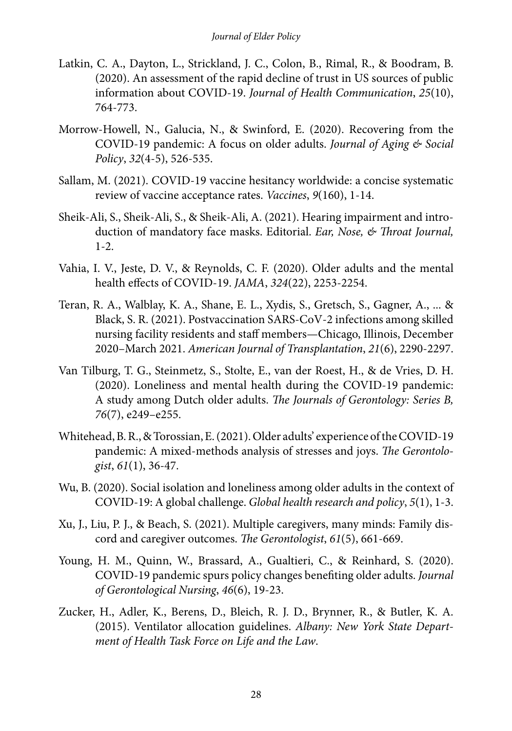Latkin, C. A., Dayton, L., Strickland, J. C., Colon, B., Rimal, R., & Boodram, B. (2020). An assessment of the rapid decline of trust in US sources of public information about COVID-19. *Journal of Health Communication*, *25*(10), 764-773.

Morrow-Howell, N., Galucia, N., & Swinford, E. (2020). Recovering from the COVID-19 pandemic: A focus on older adults. *Journal of Aging & Social Policy*, *32*(4-5), 526-535.

Sallam, M. (2021). COVID-19 vaccine hesitancy worldwide: a concise systematic review of vaccine acceptance rates. *Vaccines*, *9*(160), 1-14.

Sheik-Ali, S., Sheik-Ali, S., & Sheik-Ali, A. (2021). Hearing impairment and introduction of mandatory face masks. Editorial. *Ear, Nose, & Throat Journal,* 1-2.

Vahia, I. V., Jeste, D. V., & Reynolds, C. F. (2020). Older adults and the mental health effects of COVID-19. *JAMA*, *324*(22), 2253-2254.

Teran, R. A., Walblay, K. A., Shane, E. L., Xydis, S., Gretsch, S., Gagner, A., ... & Black, S. R. (2021). Postvaccination SARS-CoV-2 infections among skilled nursing facility residents and staff members—Chicago, Illinois, December 2020–March 2021. *American Journal of Transplantation*, *21*(6), 2290-2297.

Van Tilburg, T. G., Steinmetz, S., Stolte, E., van der Roest, H., & de Vries, D. H. (2020). Loneliness and mental health during the COVID-19 pandemic: A study among Dutch older adults. *The Journals of Gerontology: Series B, 76*(7), e249–e255.

Whitehead, B. R., & Torossian, E. (2021). Older adults' experience of the COVID-19 pandemic: A mixed-methods analysis of stresses and joys. *The Gerontologist*, *61*(1), 36-47.

Wu, B. (2020). Social isolation and loneliness among older adults in the context of COVID-19: A global challenge. *Global health research and policy*, *5*(1), 1-3.

Xu, J., Liu, P. J., & Beach, S. (2021). Multiple caregivers, many minds: Family discord and caregiver outcomes. *The Gerontologist*, *61*(5), 661-669.

Young, H. M., Quinn, W., Brassard, A., Gualtieri, C., & Reinhard, S. (2020). COVID-19 pandemic spurs policy changes benefiting older adults. *Journal of Gerontological Nursing*, *46*(6), 19-23.

Zucker, H., Adler, K., Berens, D., Bleich, R. J. D., Brynner, R., & Butler, K. A. (2015). Ventilator allocation guidelines. *Albany: New York State Department of Health Task Force on Life and the Law*.